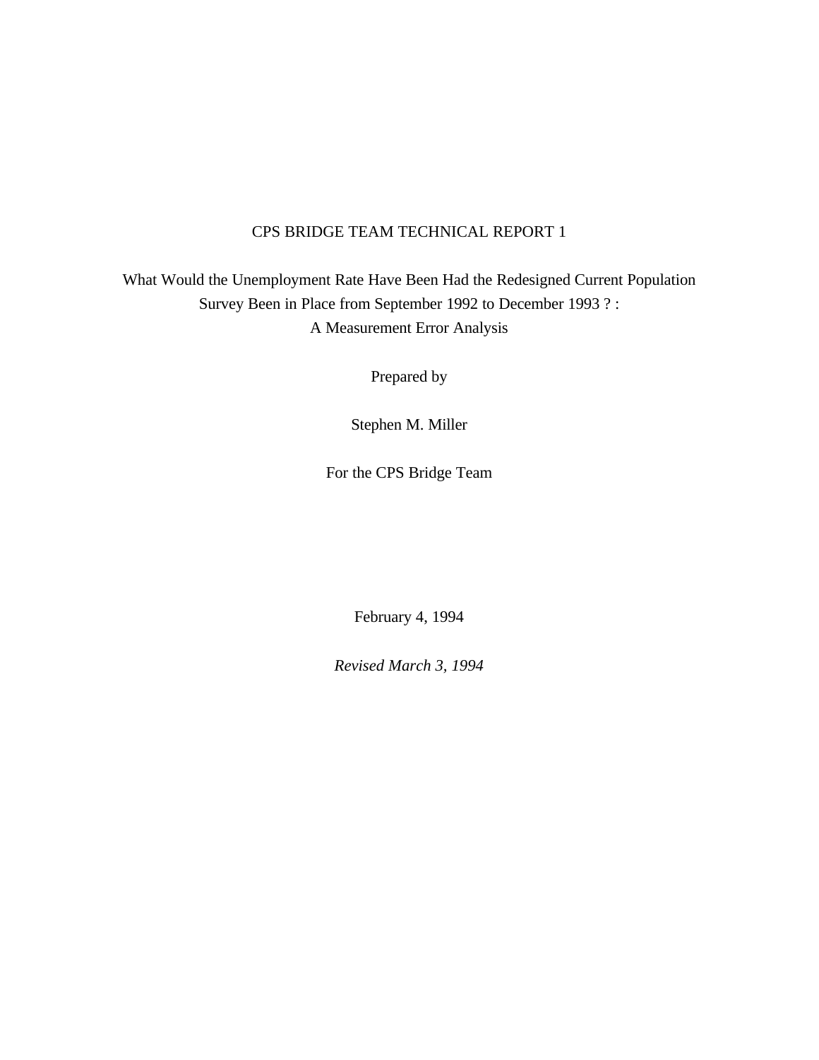# CPS BRIDGE TEAM TECHNICAL REPORT 1

## What Would the Unemployment Rate Have Been Had the Redesigned Current Population Survey Been in Place from September 1992 to December 1993 ? : A Measurement Error Analysis

Prepared by

Stephen M. Miller

For the CPS Bridge Team

February 4, 1994

*Revised March 3, 1994*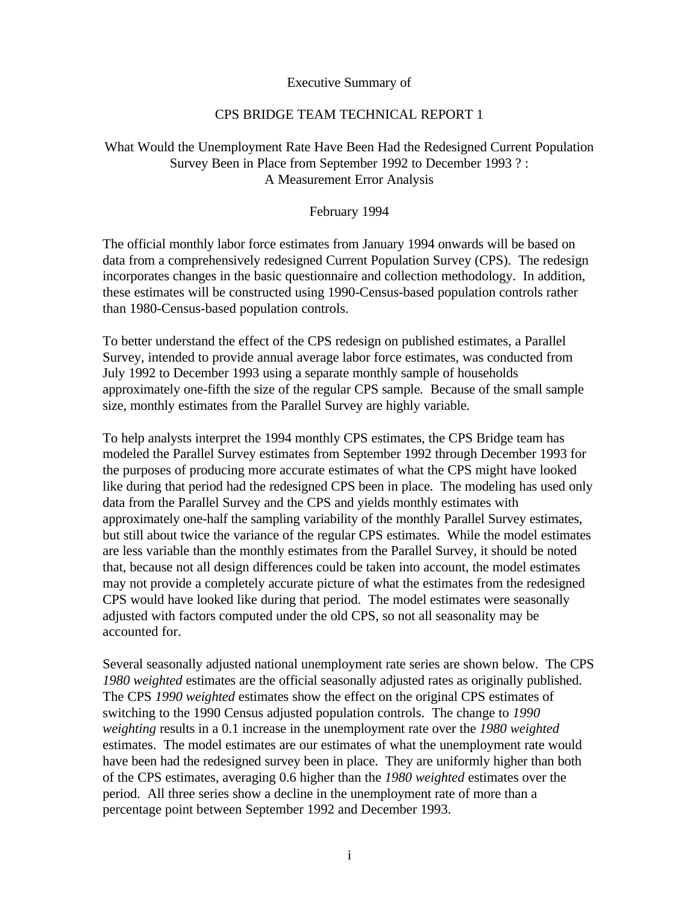Executive Summary of

CPS BRIDGE TEAM TECHNICAL REPORT 1

What Would the Unemployment Rate Have Been Had the Redesigned Current Population Survey Been in Place from September 1992 to December 1993 ? : A Measurement Error Analysis

February 1994

The official monthly labor force estimates from January 1994 onwards will be based on data from a comprehensively redesigned Current Population Survey (CPS). The redesign incorporates changes in the basic questionnaire and collection methodology. In addition, these estimates will be constructed using 1990-Census-based population controls rather than 1980-Census-based population controls.

To better understand the effect of the CPS redesign on published estimates, a Parallel Survey, intended to provide annual average labor force estimates, was conducted from July 1992 to December 1993 using a separate monthly sample of households approximately one-fifth the size of the regular CPS sample. Because of the small sample size, monthly estimates from the Parallel Survey are highly variable.

To help analysts interpret the 1994 monthly CPS estimates, the CPS Bridge team has modeled the Parallel Survey estimates from September 1992 through December 1993 for the purposes of producing more accurate estimates of what the CPS might have looked like during that period had the redesigned CPS been in place. The modeling has used only data from the Parallel Survey and the CPS and yields monthly estimates with approximately one-half the sampling variability of the monthly Parallel Survey estimates, but still about twice the variance of the regular CPS estimates. While the model estimates are less variable than the monthly estimates from the Parallel Survey, it should be noted that, because not all design differences could be taken into account, the model estimates may not provide a completely accurate picture of what the estimates from the redesigned CPS would have looked like during that period. The model estimates were seasonally adjusted with factors computed under the old CPS, so not all seasonality may be accounted for.

Several seasonally adjusted national unemployment rate series are shown below. The CPS *1980 weighted* estimates are the official seasonally adjusted rates as originally published. The CPS *1990 weighted* estimates show the effect on the original CPS estimates of switching to the 1990 Census adjusted population controls. The change to *1990 weighting* results in a 0.1 increase in the unemployment rate over the *1980 weighted* estimates. The model estimates are our estimates of what the unemployment rate would have been had the redesigned survey been in place. They are uniformly higher than both of the CPS estimates, averaging 0.6 higher than the *1980 weighted* estimates over the period. All three series show a decline in the unemployment rate of more than a percentage point between September 1992 and December 1993.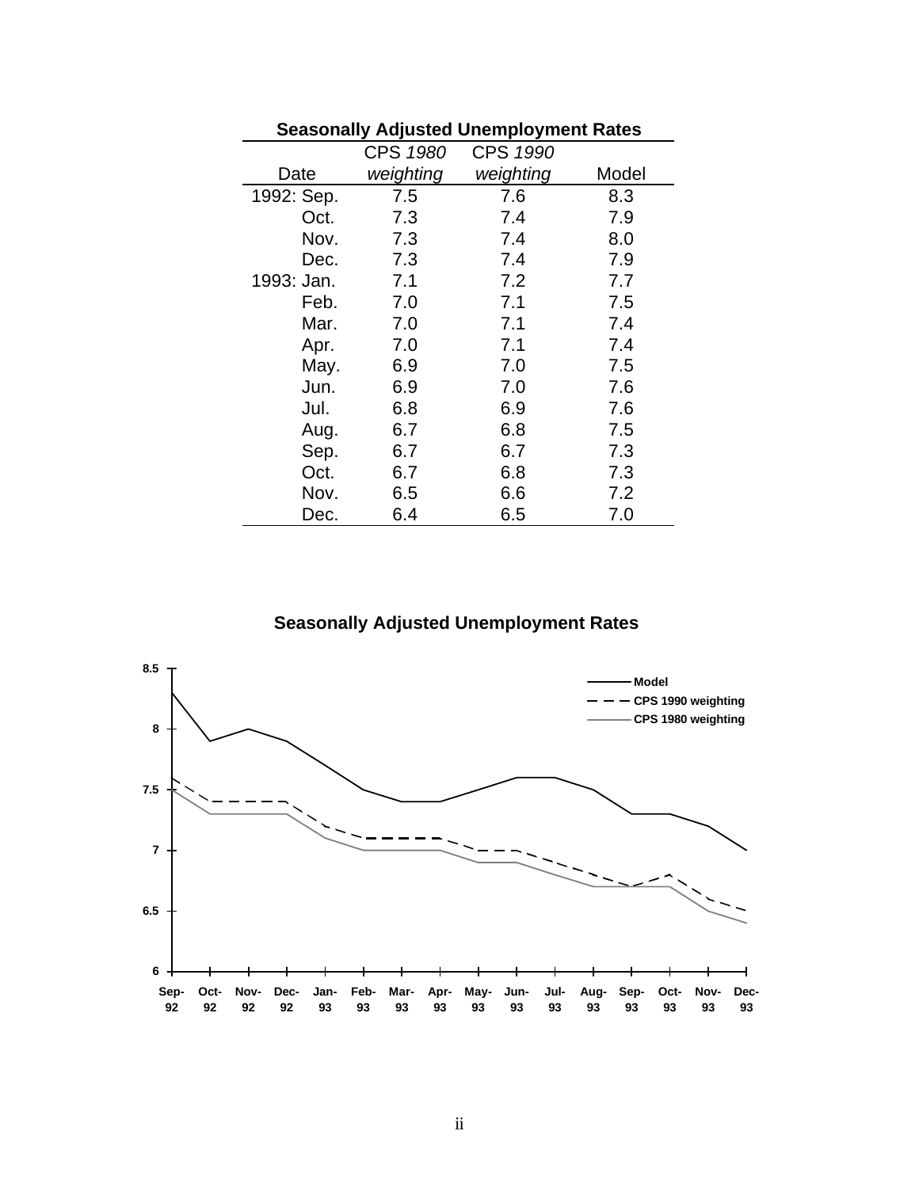**Seasonally Adjusted Unemployment Rates**

| Date | CPS *1980 weighting* | CPS *1990 weighting* | Model |
|---|---|---|---|
| 1992: Sep. | 7.5 | 7.6 | 8.3 |
| Oct. | 7.3 | 7.4 | 7.9 |
| Nov. | 7.3 | 7.4 | 8.0 |
| Dec. | 7.3 | 7.4 | 7.9 |
| 1993: Jan. | 7.1 | 7.2 | 7.7 |
| Feb. | 7.0 | 7.1 | 7.5 |
| Mar. | 7.0 | 7.1 | 7.4 |
| Apr. | 7.0 | 7.1 | 7.4 |
| May. | 6.9 | 7.0 | 7.5 |
| Jun. | 6.9 | 7.0 | 7.6 |
| Jul. | 6.8 | 6.9 | 7.6 |
| Aug. | 6.7 | 6.8 | 7.5 |
| Sep. | 6.7 | 6.7 | 7.3 |
| Oct. | 6.7 | 6.8 | 7.3 |
| Nov. | 6.5 | 6.6 | 7.2 |
| Dec. | 6.4 | 6.5 | 7.0 |

**Seasonally Adjusted Unemployment Rates**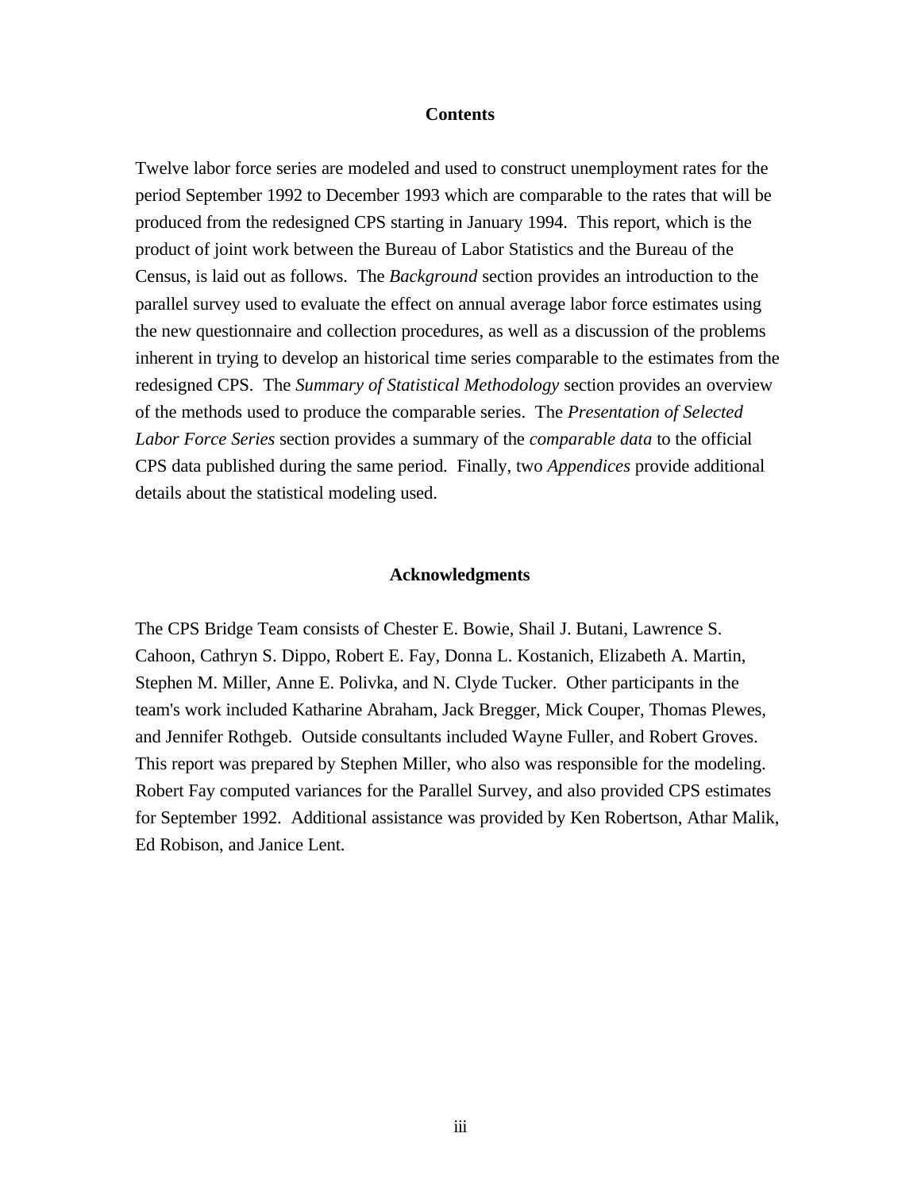## Contents

Twelve labor force series are modeled and used to construct unemployment rates for the period September 1992 to December 1993 which are comparable to the rates that will be produced from the redesigned CPS starting in January 1994. This report, which is the product of joint work between the Bureau of Labor Statistics and the Bureau of the Census, is laid out as follows. The *Background* section provides an introduction to the parallel survey used to evaluate the effect on annual average labor force estimates using the new questionnaire and collection procedures, as well as a discussion of the problems inherent in trying to develop an historical time series comparable to the estimates from the redesigned CPS. The *Summary of Statistical Methodology* section provides an overview of the methods used to produce the comparable series. The *Presentation of Selected Labor Force Series* section provides a summary of the *comparable data* to the official CPS data published during the same period. Finally, two *Appendices* provide additional details about the statistical modeling used.

## Acknowledgments

The CPS Bridge Team consists of Chester E. Bowie, Shail J. Butani, Lawrence S. Cahoon, Cathryn S. Dippo, Robert E. Fay, Donna L. Kostanich, Elizabeth A. Martin, Stephen M. Miller, Anne E. Polivka, and N. Clyde Tucker. Other participants in the team's work included Katharine Abraham, Jack Bregger, Mick Couper, Thomas Plewes, and Jennifer Rothgeb. Outside consultants included Wayne Fuller, and Robert Groves. This report was prepared by Stephen Miller, who also was responsible for the modeling. Robert Fay computed variances for the Parallel Survey, and also provided CPS estimates for September 1992. Additional assistance was provided by Ken Robertson, Athar Malik, Ed Robison, and Janice Lent.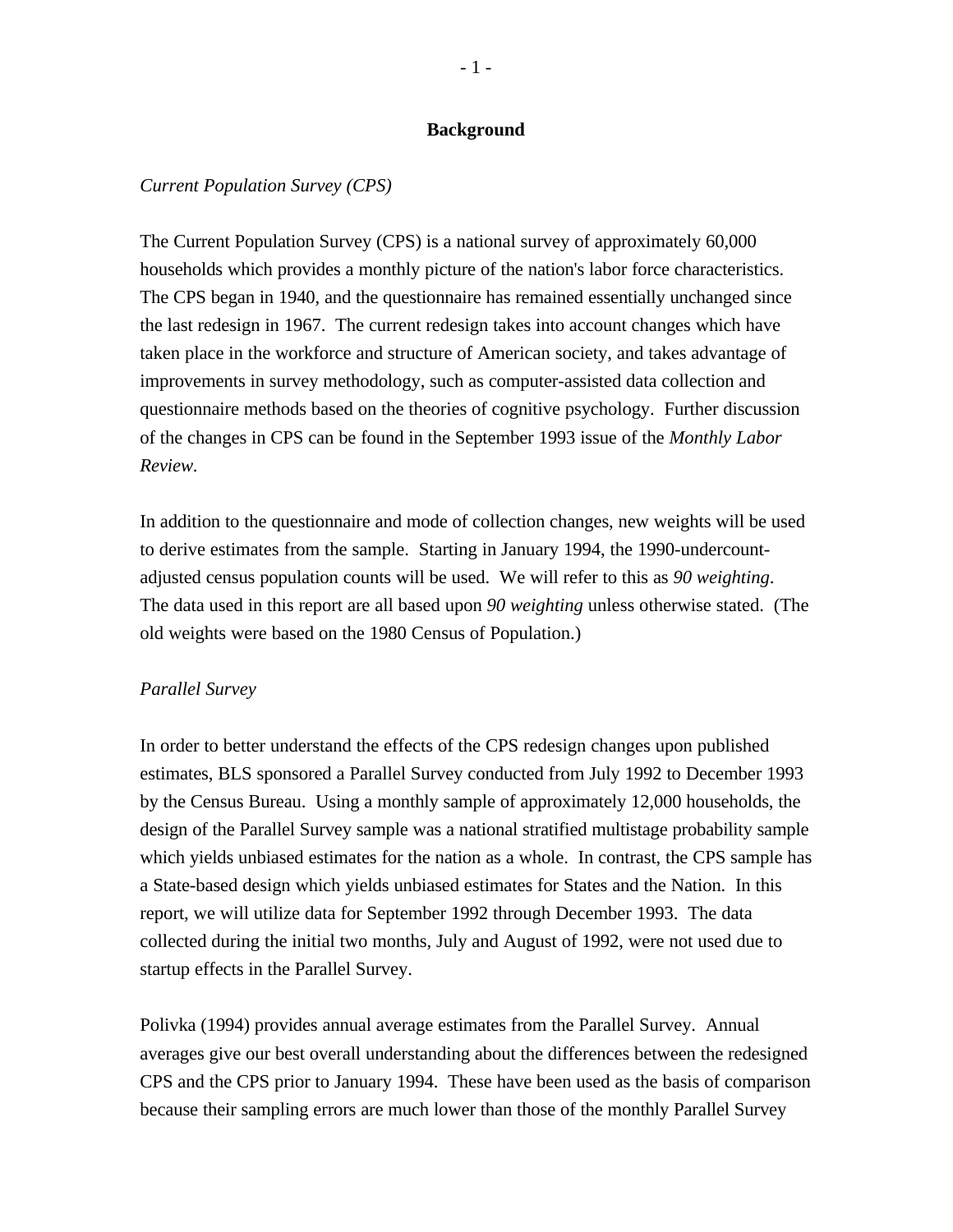## Background

*Current Population Survey (CPS)*

The Current Population Survey (CPS) is a national survey of approximately 60,000 households which provides a monthly picture of the nation's labor force characteristics. The CPS began in 1940, and the questionnaire has remained essentially unchanged since the last redesign in 1967. The current redesign takes into account changes which have taken place in the workforce and structure of American society, and takes advantage of improvements in survey methodology, such as computer-assisted data collection and questionnaire methods based on the theories of cognitive psychology. Further discussion of the changes in CPS can be found in the September 1993 issue of the *Monthly Labor Review*.

In addition to the questionnaire and mode of collection changes, new weights will be used to derive estimates from the sample. Starting in January 1994, the 1990-undercount-adjusted census population counts will be used. We will refer to this as *90 weighting*. The data used in this report are all based upon *90 weighting* unless otherwise stated. (The old weights were based on the 1980 Census of Population.)

*Parallel Survey*

In order to better understand the effects of the CPS redesign changes upon published estimates, BLS sponsored a Parallel Survey conducted from July 1992 to December 1993 by the Census Bureau. Using a monthly sample of approximately 12,000 households, the design of the Parallel Survey sample was a national stratified multistage probability sample which yields unbiased estimates for the nation as a whole. In contrast, the CPS sample has a State-based design which yields unbiased estimates for States and the Nation. In this report, we will utilize data for September 1992 through December 1993. The data collected during the initial two months, July and August of 1992, were not used due to startup effects in the Parallel Survey.

Polivka (1994) provides annual average estimates from the Parallel Survey. Annual averages give our best overall understanding about the differences between the redesigned CPS and the CPS prior to January 1994. These have been used as the basis of comparison because their sampling errors are much lower than those of the monthly Parallel Survey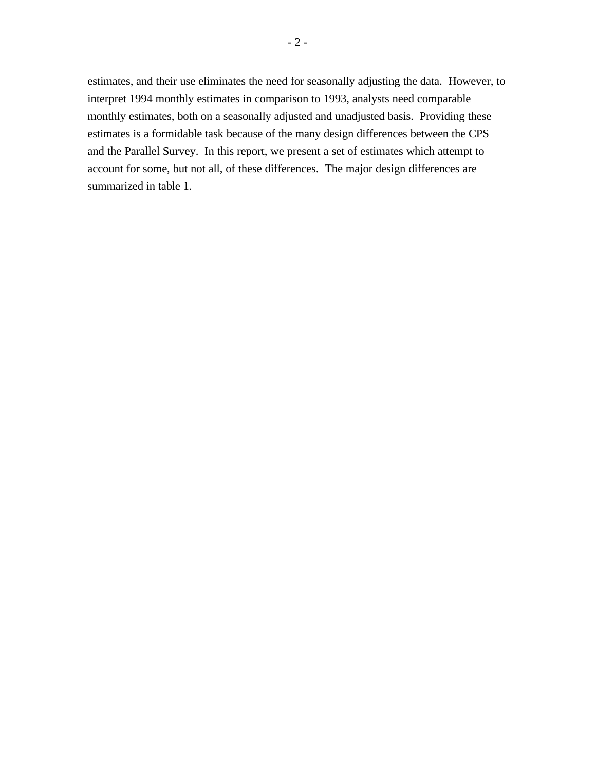estimates, and their use eliminates the need for seasonally adjusting the data. However, to interpret 1994 monthly estimates in comparison to 1993, analysts need comparable monthly estimates, both on a seasonally adjusted and unadjusted basis. Providing these estimates is a formidable task because of the many design differences between the CPS and the Parallel Survey. In this report, we present a set of estimates which attempt to account for some, but not all, of these differences. The major design differences are summarized in table 1.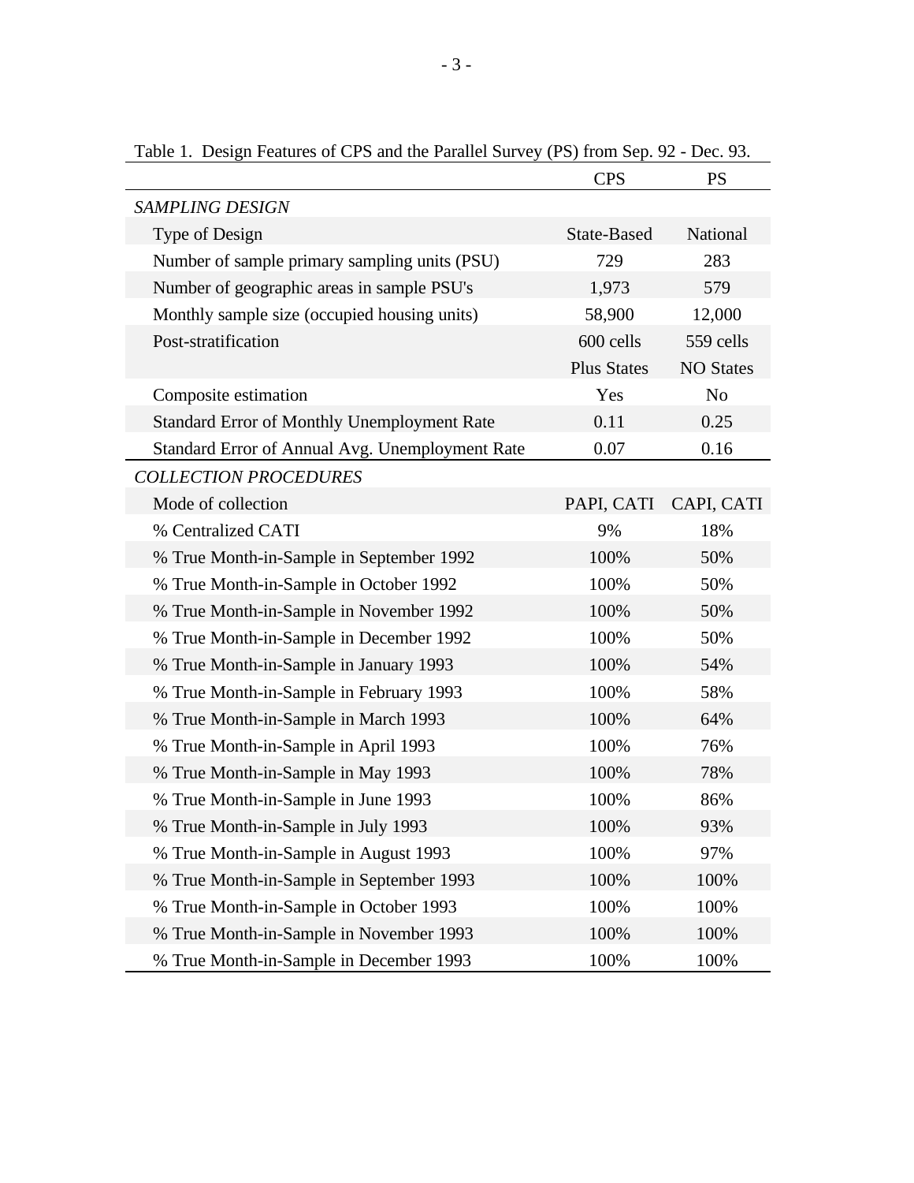Table 1. Design Features of CPS and the Parallel Survey (PS) from Sep. 92 - Dec. 93.

| | CPS | PS |
|---|---|---|
| *SAMPLING DESIGN* | | |
| Type of Design | State-Based | National |
| Number of sample primary sampling units (PSU) | 729 | 283 |
| Number of geographic areas in sample PSU's | 1,973 | 579 |
| Monthly sample size (occupied housing units) | 58,900 | 12,000 |
| Post-stratification | 600 cells | 559 cells |
| | Plus States | NO States |
| Composite estimation | Yes | No |
| Standard Error of Monthly Unemployment Rate | 0.11 | 0.25 |
| Standard Error of Annual Avg. Unemployment Rate | 0.07 | 0.16 |
| *COLLECTION PROCEDURES* | | |
| Mode of collection | PAPI, CATI | CAPI, CATI |
| % Centralized CATI | 9% | 18% |
| % True Month-in-Sample in September 1992 | 100% | 50% |
| % True Month-in-Sample in October 1992 | 100% | 50% |
| % True Month-in-Sample in November 1992 | 100% | 50% |
| % True Month-in-Sample in December 1992 | 100% | 50% |
| % True Month-in-Sample in January 1993 | 100% | 54% |
| % True Month-in-Sample in February 1993 | 100% | 58% |
| % True Month-in-Sample in March 1993 | 100% | 64% |
| % True Month-in-Sample in April 1993 | 100% | 76% |
| % True Month-in-Sample in May 1993 | 100% | 78% |
| % True Month-in-Sample in June 1993 | 100% | 86% |
| % True Month-in-Sample in July 1993 | 100% | 93% |
| % True Month-in-Sample in August 1993 | 100% | 97% |
| % True Month-in-Sample in September 1993 | 100% | 100% |
| % True Month-in-Sample in October 1993 | 100% | 100% |
| % True Month-in-Sample in November 1993 | 100% | 100% |
| % True Month-in-Sample in December 1993 | 100% | 100% |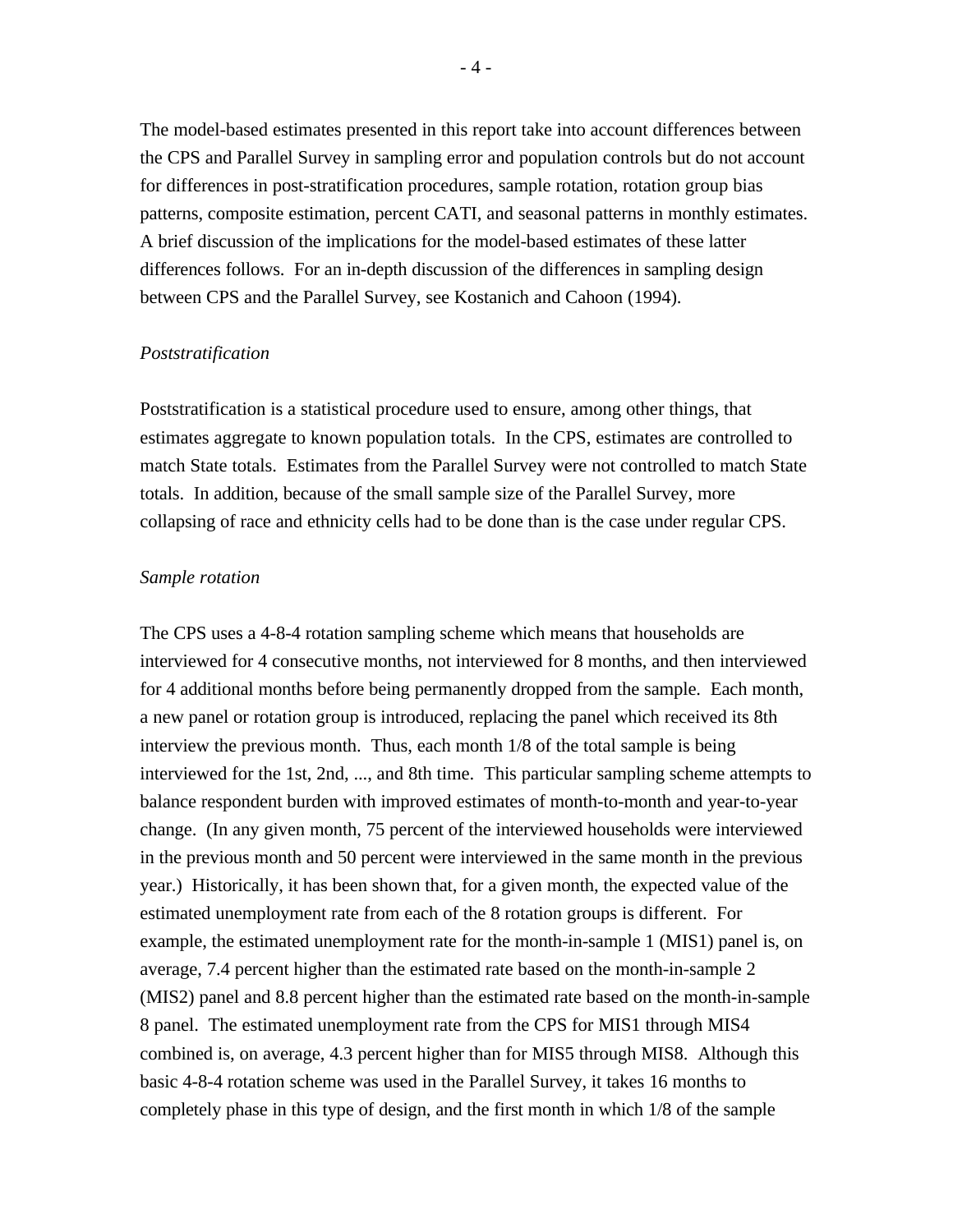The model-based estimates presented in this report take into account differences between the CPS and Parallel Survey in sampling error and population controls but do not account for differences in post-stratification procedures, sample rotation, rotation group bias patterns, composite estimation, percent CATI, and seasonal patterns in monthly estimates. A brief discussion of the implications for the model-based estimates of these latter differences follows. For an in-depth discussion of the differences in sampling design between CPS and the Parallel Survey, see Kostanich and Cahoon (1994).

*Poststratification*

Poststratification is a statistical procedure used to ensure, among other things, that estimates aggregate to known population totals. In the CPS, estimates are controlled to match State totals. Estimates from the Parallel Survey were not controlled to match State totals. In addition, because of the small sample size of the Parallel Survey, more collapsing of race and ethnicity cells had to be done than is the case under regular CPS.

*Sample rotation*

The CPS uses a 4-8-4 rotation sampling scheme which means that households are interviewed for 4 consecutive months, not interviewed for 8 months, and then interviewed for 4 additional months before being permanently dropped from the sample. Each month, a new panel or rotation group is introduced, replacing the panel which received its 8th interview the previous month. Thus, each month 1/8 of the total sample is being interviewed for the 1st, 2nd, ..., and 8th time. This particular sampling scheme attempts to balance respondent burden with improved estimates of month-to-month and year-to-year change. (In any given month, 75 percent of the interviewed households were interviewed in the previous month and 50 percent were interviewed in the same month in the previous year.) Historically, it has been shown that, for a given month, the expected value of the estimated unemployment rate from each of the 8 rotation groups is different. For example, the estimated unemployment rate for the month-in-sample 1 (MIS1) panel is, on average, 7.4 percent higher than the estimated rate based on the month-in-sample 2 (MIS2) panel and 8.8 percent higher than the estimated rate based on the month-in-sample 8 panel. The estimated unemployment rate from the CPS for MIS1 through MIS4 combined is, on average, 4.3 percent higher than for MIS5 through MIS8. Although this basic 4-8-4 rotation scheme was used in the Parallel Survey, it takes 16 months to completely phase in this type of design, and the first month in which 1/8 of the sample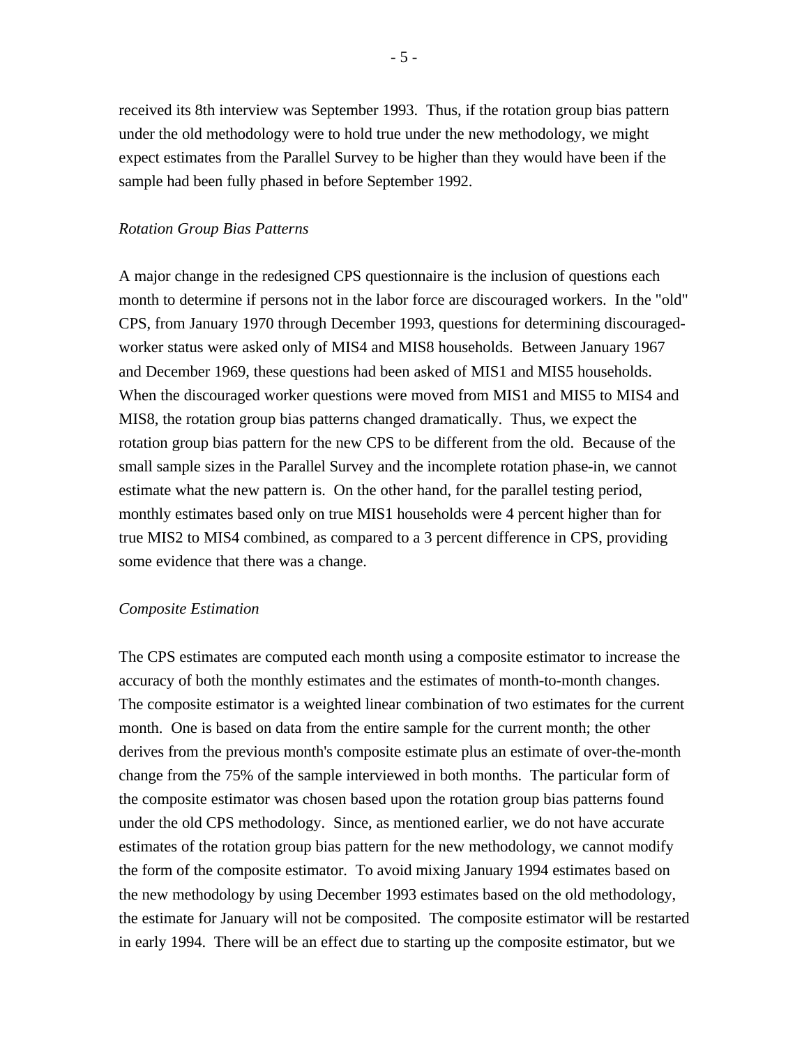received its 8th interview was September 1993. Thus, if the rotation group bias pattern under the old methodology were to hold true under the new methodology, we might expect estimates from the Parallel Survey to be higher than they would have been if the sample had been fully phased in before September 1992.

*Rotation Group Bias Patterns*

A major change in the redesigned CPS questionnaire is the inclusion of questions each month to determine if persons not in the labor force are discouraged workers. In the "old" CPS, from January 1970 through December 1993, questions for determining discouraged-worker status were asked only of MIS4 and MIS8 households. Between January 1967 and December 1969, these questions had been asked of MIS1 and MIS5 households. When the discouraged worker questions were moved from MIS1 and MIS5 to MIS4 and MIS8, the rotation group bias patterns changed dramatically. Thus, we expect the rotation group bias pattern for the new CPS to be different from the old. Because of the small sample sizes in the Parallel Survey and the incomplete rotation phase-in, we cannot estimate what the new pattern is. On the other hand, for the parallel testing period, monthly estimates based only on true MIS1 households were 4 percent higher than for true MIS2 to MIS4 combined, as compared to a 3 percent difference in CPS, providing some evidence that there was a change.

*Composite Estimation*

The CPS estimates are computed each month using a composite estimator to increase the accuracy of both the monthly estimates and the estimates of month-to-month changes. The composite estimator is a weighted linear combination of two estimates for the current month. One is based on data from the entire sample for the current month; the other derives from the previous month's composite estimate plus an estimate of over-the-month change from the 75% of the sample interviewed in both months. The particular form of the composite estimator was chosen based upon the rotation group bias patterns found under the old CPS methodology. Since, as mentioned earlier, we do not have accurate estimates of the rotation group bias pattern for the new methodology, we cannot modify the form of the composite estimator. To avoid mixing January 1994 estimates based on the new methodology by using December 1993 estimates based on the old methodology, the estimate for January will not be composited. The composite estimator will be restarted in early 1994. There will be an effect due to starting up the composite estimator, but we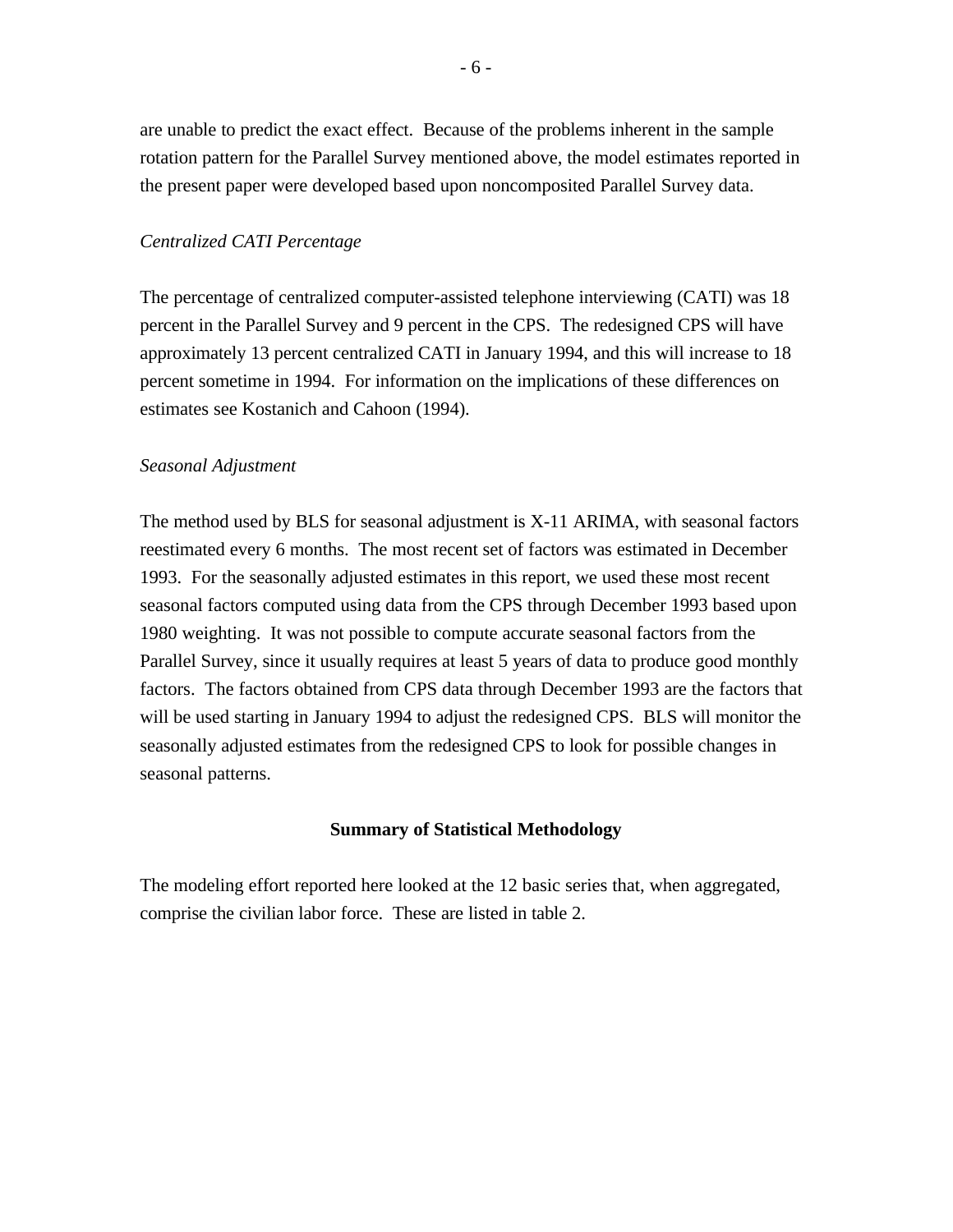are unable to predict the exact effect. Because of the problems inherent in the sample rotation pattern for the Parallel Survey mentioned above, the model estimates reported in the present paper were developed based upon noncomposited Parallel Survey data.

*Centralized CATI Percentage*

The percentage of centralized computer-assisted telephone interviewing (CATI) was 18 percent in the Parallel Survey and 9 percent in the CPS. The redesigned CPS will have approximately 13 percent centralized CATI in January 1994, and this will increase to 18 percent sometime in 1994. For information on the implications of these differences on estimates see Kostanich and Cahoon (1994).

*Seasonal Adjustment*

The method used by BLS for seasonal adjustment is X-11 ARIMA, with seasonal factors reestimated every 6 months. The most recent set of factors was estimated in December 1993. For the seasonally adjusted estimates in this report, we used these most recent seasonal factors computed using data from the CPS through December 1993 based upon 1980 weighting. It was not possible to compute accurate seasonal factors from the Parallel Survey, since it usually requires at least 5 years of data to produce good monthly factors. The factors obtained from CPS data through December 1993 are the factors that will be used starting in January 1994 to adjust the redesigned CPS. BLS will monitor the seasonally adjusted estimates from the redesigned CPS to look for possible changes in seasonal patterns.

## Summary of Statistical Methodology

The modeling effort reported here looked at the 12 basic series that, when aggregated, comprise the civilian labor force. These are listed in table 2.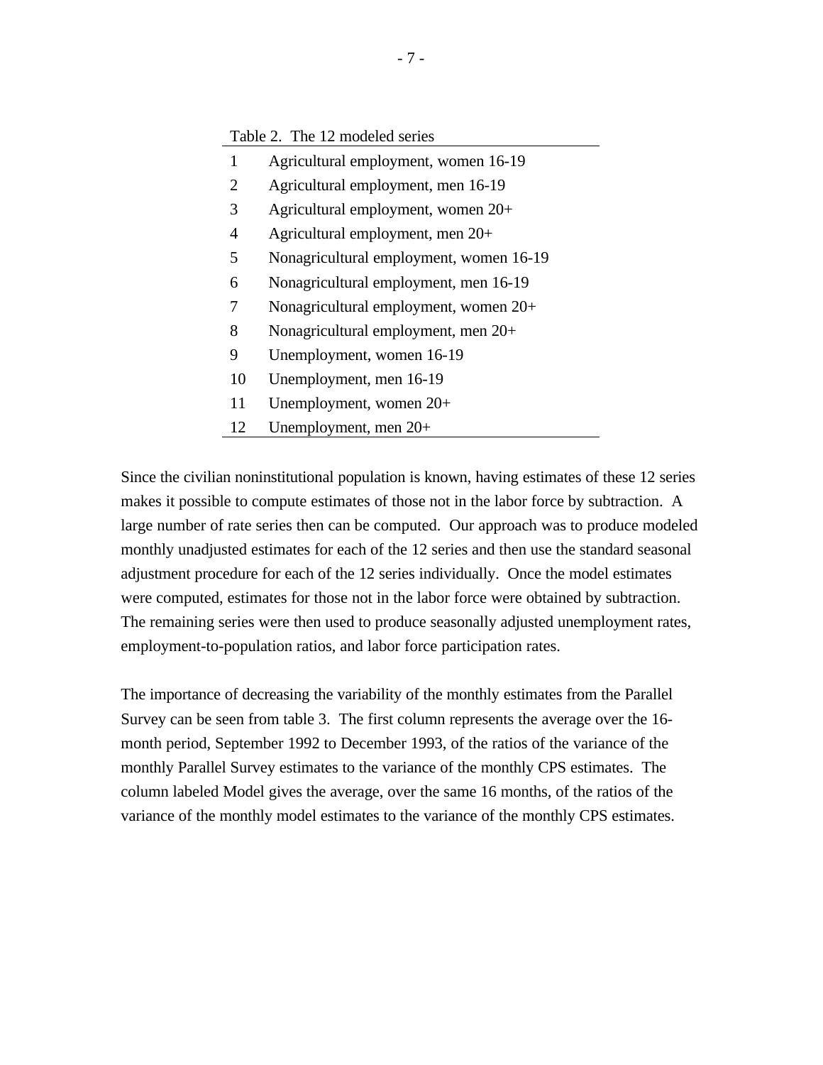Table 2. The 12 modeled series

| | |
|---|---|
| 1 | Agricultural employment, women 16-19 |
| 2 | Agricultural employment, men 16-19 |
| 3 | Agricultural employment, women 20+ |
| 4 | Agricultural employment, men 20+ |
| 5 | Nonagricultural employment, women 16-19 |
| 6 | Nonagricultural employment, men 16-19 |
| 7 | Nonagricultural employment, women 20+ |
| 8 | Nonagricultural employment, men 20+ |
| 9 | Unemployment, women 16-19 |
| 10 | Unemployment, men 16-19 |
| 11 | Unemployment, women 20+ |
| 12 | Unemployment, men 20+ |

Since the civilian noninstitutional population is known, having estimates of these 12 series makes it possible to compute estimates of those not in the labor force by subtraction. A large number of rate series then can be computed. Our approach was to produce modeled monthly unadjusted estimates for each of the 12 series and then use the standard seasonal adjustment procedure for each of the 12 series individually. Once the model estimates were computed, estimates for those not in the labor force were obtained by subtraction. The remaining series were then used to produce seasonally adjusted unemployment rates, employment-to-population ratios, and labor force participation rates.

The importance of decreasing the variability of the monthly estimates from the Parallel Survey can be seen from table 3. The first column represents the average over the 16-month period, September 1992 to December 1993, of the ratios of the variance of the monthly Parallel Survey estimates to the variance of the monthly CPS estimates. The column labeled Model gives the average, over the same 16 months, of the ratios of the variance of the monthly model estimates to the variance of the monthly CPS estimates.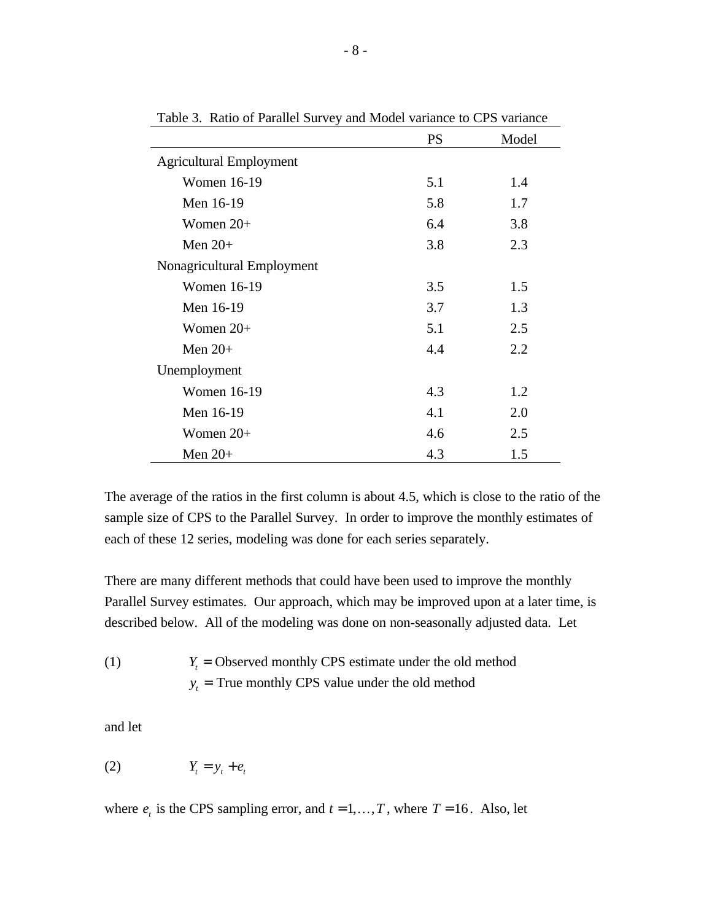Table 3. Ratio of Parallel Survey and Model variance to CPS variance

| | PS | Model |
|---|---|---|
| Agricultural Employment | | |
| Women 16-19 | 5.1 | 1.4 |
| Men 16-19 | 5.8 | 1.7 |
| Women 20+ | 6.4 | 3.8 |
| Men 20+ | 3.8 | 2.3 |
| Nonagricultural Employment | | |
| Women 16-19 | 3.5 | 1.5 |
| Men 16-19 | 3.7 | 1.3 |
| Women 20+ | 5.1 | 2.5 |
| Men 20+ | 4.4 | 2.2 |
| Unemployment | | |
| Women 16-19 | 4.3 | 1.2 |
| Men 16-19 | 4.1 | 2.0 |
| Women 20+ | 4.6 | 2.5 |
| Men 20+ | 4.3 | 1.5 |

The average of the ratios in the first column is about 4.5, which is close to the ratio of the sample size of CPS to the Parallel Survey. In order to improve the monthly estimates of each of these 12 series, modeling was done for each series separately.

There are many different methods that could have been used to improve the monthly Parallel Survey estimates. Our approach, which may be improved upon at a later time, is described below. All of the modeling was done on non-seasonally adjusted data. Let

(1) $Y_t =$ Observed monthly CPS estimate under the old method
$y_t =$ True monthly CPS value under the old method

and let

(2) $$Y_t = y_t + e_t$$

where $e_t$ is the CPS sampling error, and $t = 1, \ldots, T$, where $T = 16$. Also, let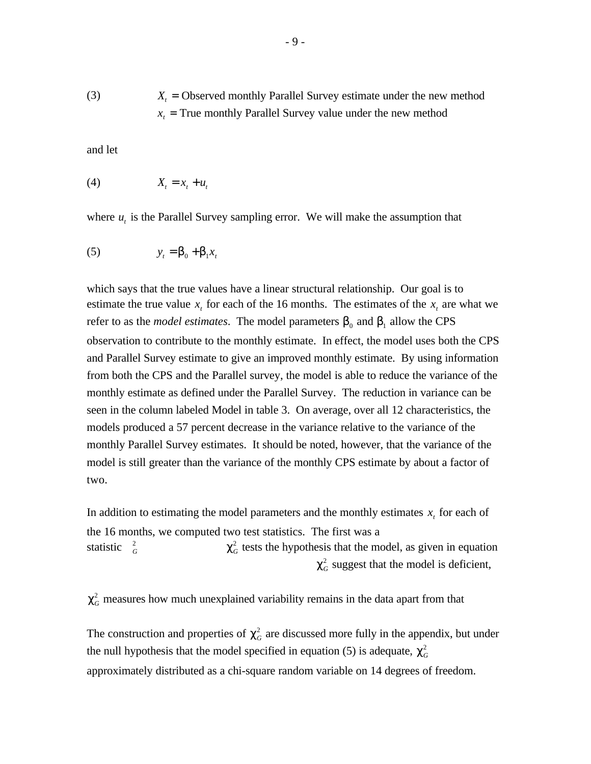(3) $X_t$ = Observed monthly Parallel Survey estimate under the new method
$x_t$ = True monthly Parallel Survey value under the new method

and let

(4) $$X_t = x_t + u_t$$

where $u_t$ is the Parallel Survey sampling error. We will make the assumption that

(5) $$y_t = \beta_0 + \beta_1 x_t$$

which says that the true values have a linear structural relationship. Our goal is to estimate the true value $x_t$ for each of the 16 months. The estimates of the $x_t$ are what we refer to as the *model estimates*. The model parameters $\beta_0$ and $\beta_1$ allow the CPS observation to contribute to the monthly estimate. In effect, the model uses both the CPS and Parallel Survey estimate to give an improved monthly estimate. By using information from both the CPS and the Parallel survey, the model is able to reduce the variance of the monthly estimate as defined under the Parallel Survey. The reduction in variance can be seen in the column labeled Model in table 3. On average, over all 12 characteristics, the models produced a 57 percent decrease in the variance relative to the variance of the monthly Parallel Survey estimates. It should be noted, however, that the variance of the model is still greater than the variance of the monthly CPS estimate by about a factor of two.

In addition to estimating the model parameters and the monthly estimates $x_t$ for each of the 16 months, we computed two test statistics. The first was a statistic $\chi^2_G$ $\chi^2_G$ tests the hypothesis that the model, as given in equation $\chi^2_G$ suggest that the model is deficient,

$\chi^2_G$ measures how much unexplained variability remains in the data apart from that

The construction and properties of $\chi^2_G$ are discussed more fully in the appendix, but under the null hypothesis that the model specified in equation (5) is adequate, $\chi^2_G$ approximately distributed as a chi-square random variable on 14 degrees of freedom.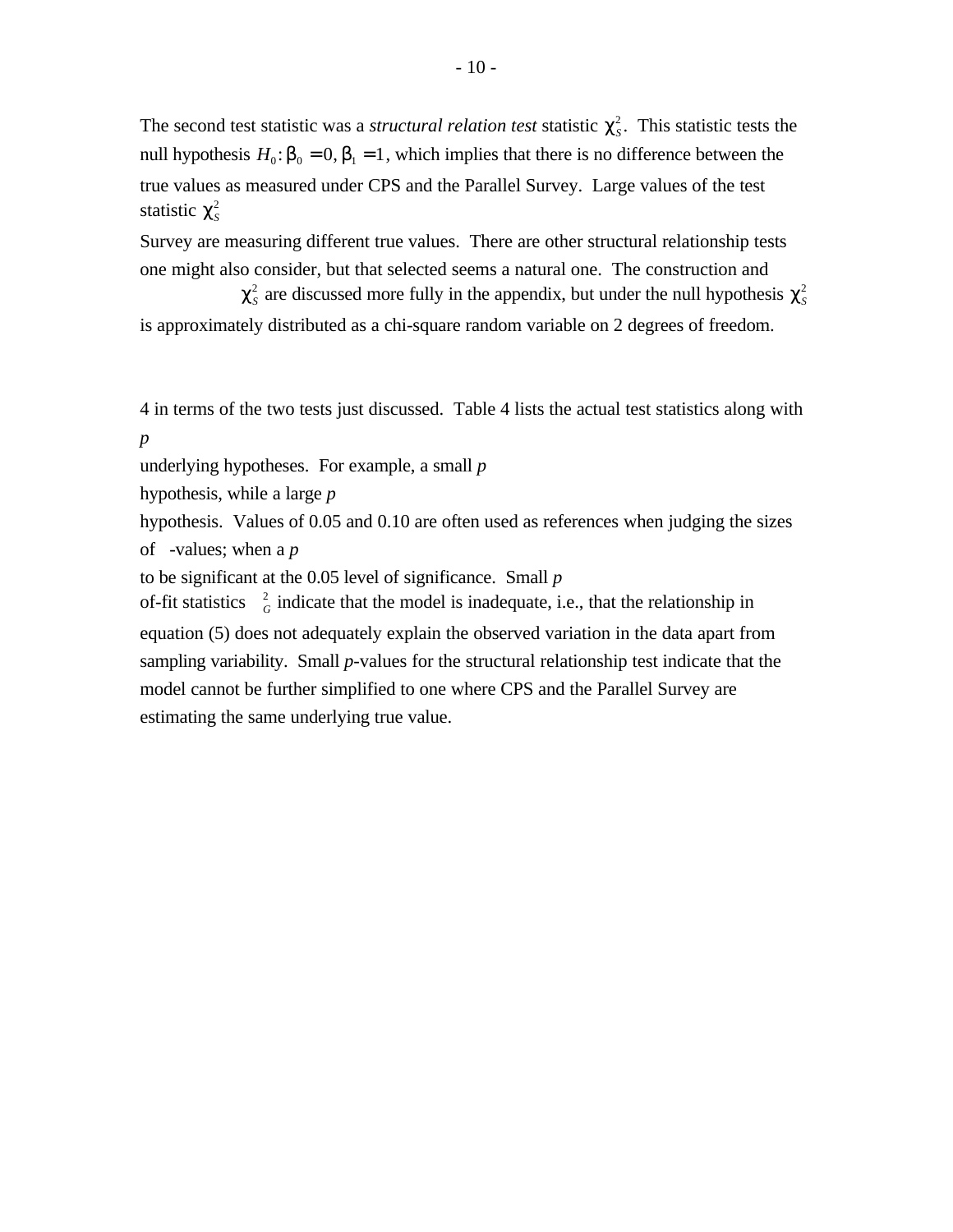The second test statistic was a *structural relation test* statistic $\chi^2_S$. This statistic tests the null hypothesis $H_0: \beta_0 = 0, \beta_1 = 1$, which implies that there is no difference between the true values as measured under CPS and the Parallel Survey. Large values of the test statistic $\chi^2_S$

Survey are measuring different true values. There are other structural relationship tests one might also consider, but that selected seems a natural one. The construction and

$\chi^2_S$ are discussed more fully in the appendix, but under the null hypothesis $\chi^2_S$ is approximately distributed as a chi-square random variable on 2 degrees of freedom.

4 in terms of the two tests just discussed. Table 4 lists the actual test statistics along with *p*

underlying hypotheses. For example, a small *p*

hypothesis, while a large *p*

hypothesis. Values of 0.05 and 0.10 are often used as references when judging the sizes of -values; when a *p*

to be significant at the 0.05 level of significance. Small *p*

of-fit statistics $^2_G$ indicate that the model is inadequate, i.e., that the relationship in equation (5) does not adequately explain the observed variation in the data apart from sampling variability. Small *p*-values for the structural relationship test indicate that the model cannot be further simplified to one where CPS and the Parallel Survey are estimating the same underlying true value.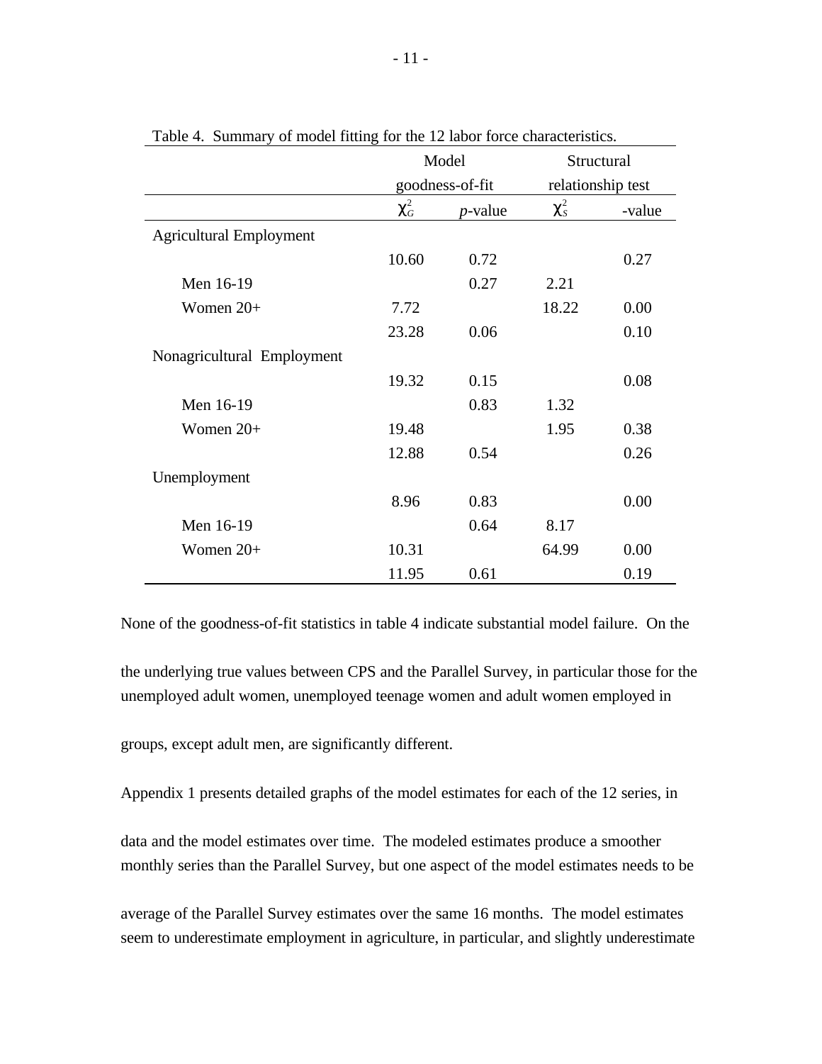Table 4. Summary of model fitting for the 12 labor force characteristics.

| | Model goodness-of-fit | | Structural relationship test | |
|---|---|---|---|---|
| | $\chi^2_G$ | *p*-value | $\chi^2_S$ | -value |
| Agricultural Employment | | | | |
| | 10.60 | 0.72 | | 0.27 |
| Men 16-19 | | 0.27 | 2.21 | |
| Women 20+ | 7.72 | | 18.22 | 0.00 |
| | 23.28 | 0.06 | | 0.10 |
| Nonagricultural Employment | | | | |
| | 19.32 | 0.15 | | 0.08 |
| Men 16-19 | | 0.83 | 1.32 | |
| Women 20+ | 19.48 | | 1.95 | 0.38 |
| | 12.88 | 0.54 | | 0.26 |
| Unemployment | | | | |
| | 8.96 | 0.83 | | 0.00 |
| Men 16-19 | | 0.64 | 8.17 | |
| Women 20+ | 10.31 | | 64.99 | 0.00 |
| | 11.95 | 0.61 | | 0.19 |

None of the goodness-of-fit statistics in table 4 indicate substantial model failure. On the

the underlying true values between CPS and the Parallel Survey, in particular those for the unemployed adult women, unemployed teenage women and adult women employed in

groups, except adult men, are significantly different.

Appendix 1 presents detailed graphs of the model estimates for each of the 12 series, in

data and the model estimates over time. The modeled estimates produce a smoother monthly series than the Parallel Survey, but one aspect of the model estimates needs to be

average of the Parallel Survey estimates over the same 16 months. The model estimates seem to underestimate employment in agriculture, in particular, and slightly underestimate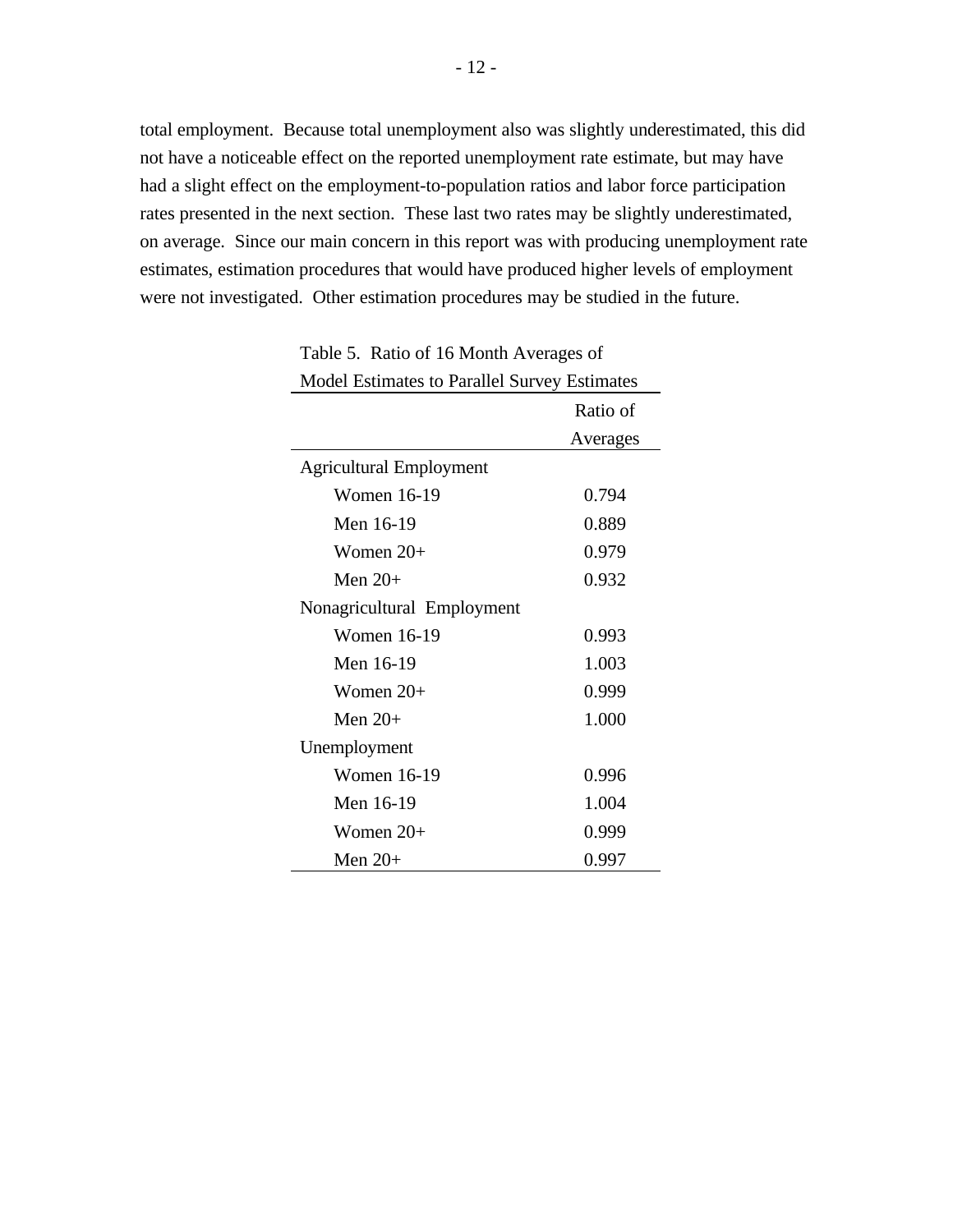total employment. Because total unemployment also was slightly underestimated, this did not have a noticeable effect on the reported unemployment rate estimate, but may have had a slight effect on the employment-to-population ratios and labor force participation rates presented in the next section. These last two rates may be slightly underestimated, on average. Since our main concern in this report was with producing unemployment rate estimates, estimation procedures that would have produced higher levels of employment were not investigated. Other estimation procedures may be studied in the future.

Table 5. Ratio of 16 Month Averages of Model Estimates to Parallel Survey Estimates

| | Ratio of Averages |
|---|---|
| Agricultural Employment | |
| Women 16-19 | 0.794 |
| Men 16-19 | 0.889 |
| Women 20+ | 0.979 |
| Men 20+ | 0.932 |
| Nonagricultural Employment | |
| Women 16-19 | 0.993 |
| Men 16-19 | 1.003 |
| Women 20+ | 0.999 |
| Men 20+ | 1.000 |
| Unemployment | |
| Women 16-19 | 0.996 |
| Men 16-19 | 1.004 |
| Women 20+ | 0.999 |
| Men 20+ | 0.997 |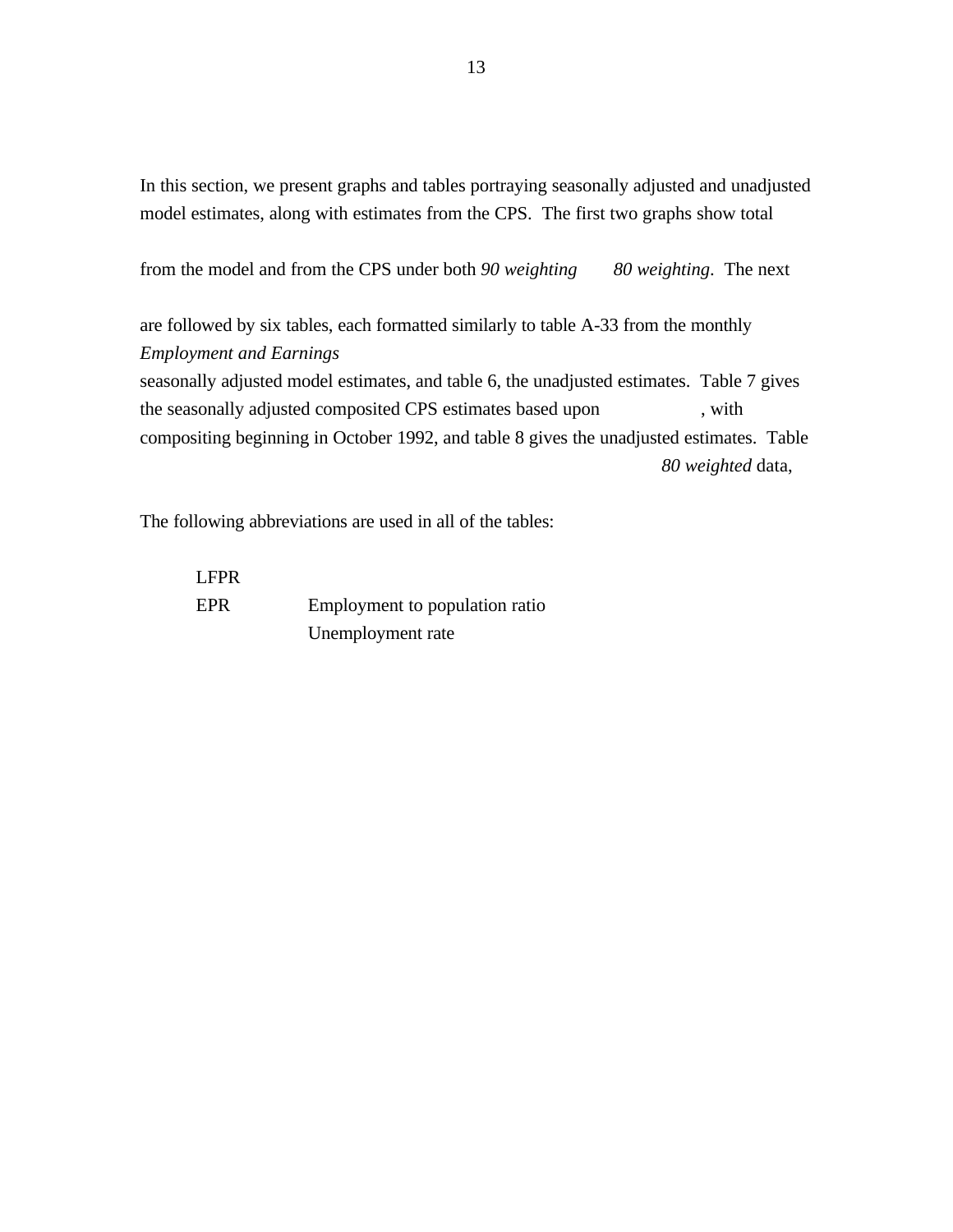In this section, we present graphs and tables portraying seasonally adjusted and unadjusted model estimates, along with estimates from the CPS. The first two graphs show total

from the model and from the CPS under both *90 weighting* *80 weighting*. The next

are followed by six tables, each formatted similarly to table A-33 from the monthly *Employment and Earnings*
seasonally adjusted model estimates, and table 6, the unadjusted estimates. Table 7 gives the seasonally adjusted composited CPS estimates based upon , with compositing beginning in October 1992, and table 8 gives the unadjusted estimates. Table
*80 weighted* data,

The following abbreviations are used in all of the tables:

LFPR
EPR Employment to population ratio
Unemployment rate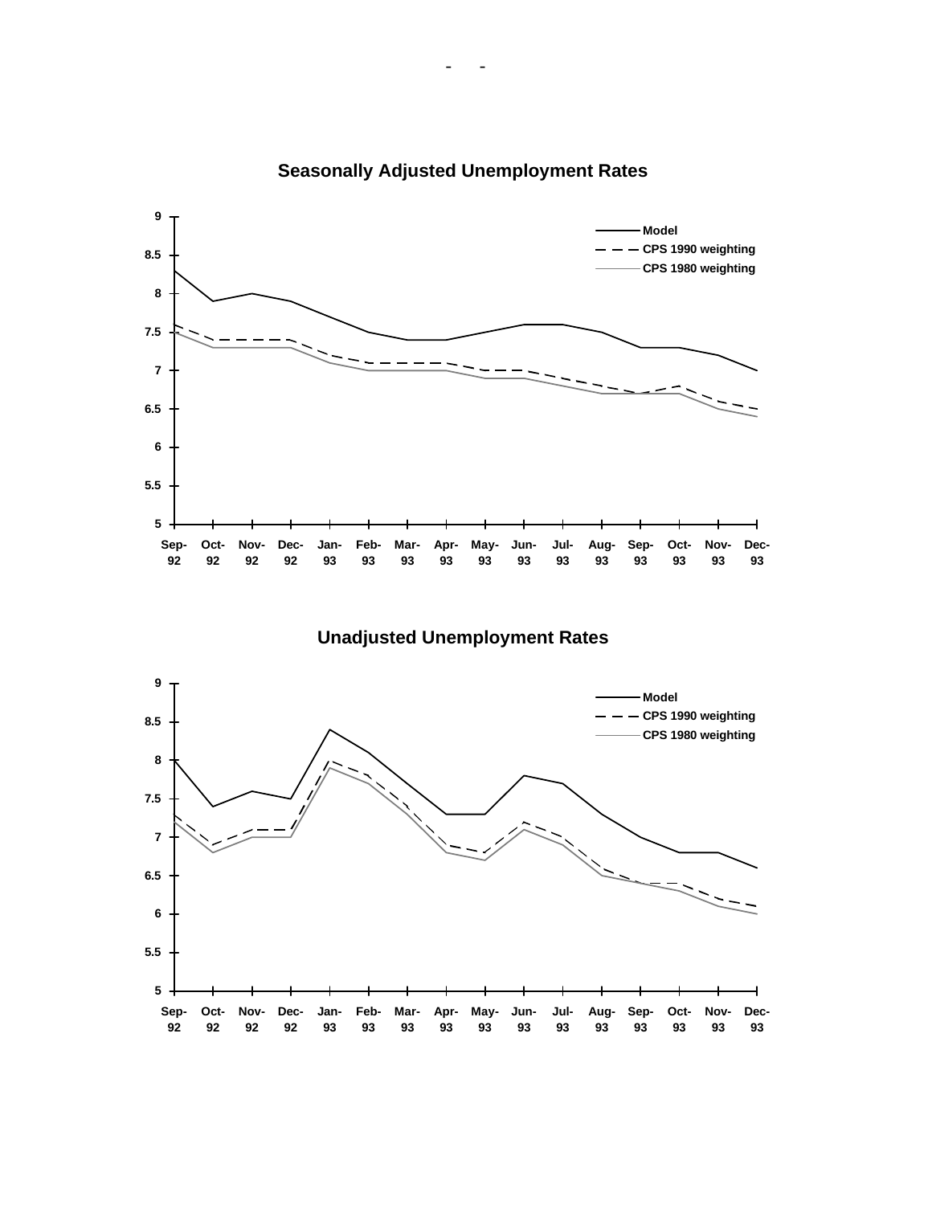**Seasonally Adjusted Unemployment Rates**

**Unadjusted Unemployment Rates**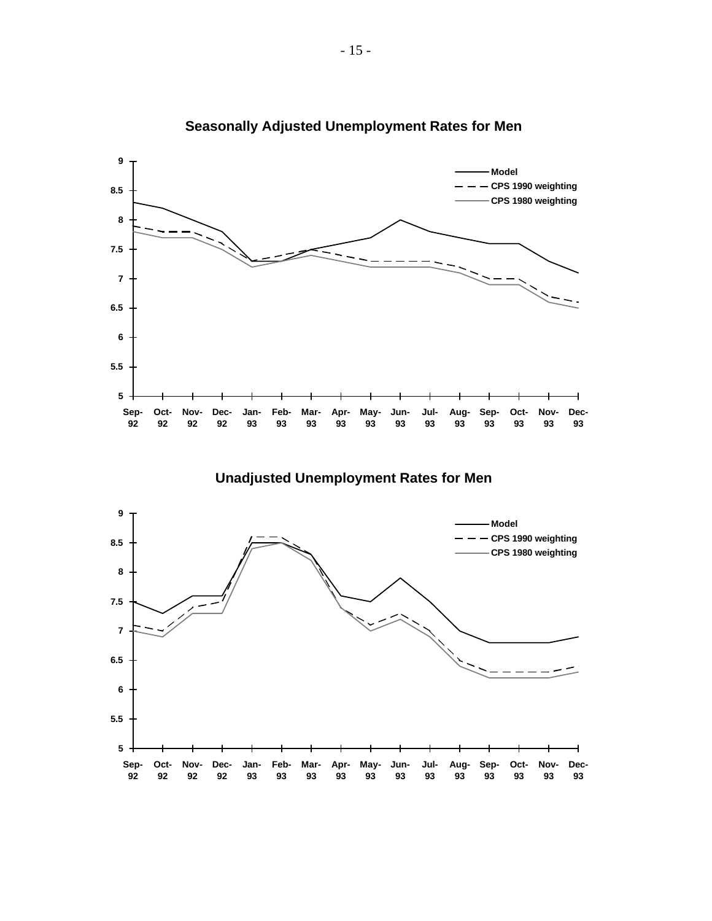**Seasonally Adjusted Unemployment Rates for Men**

**Unadjusted Unemployment Rates for Men**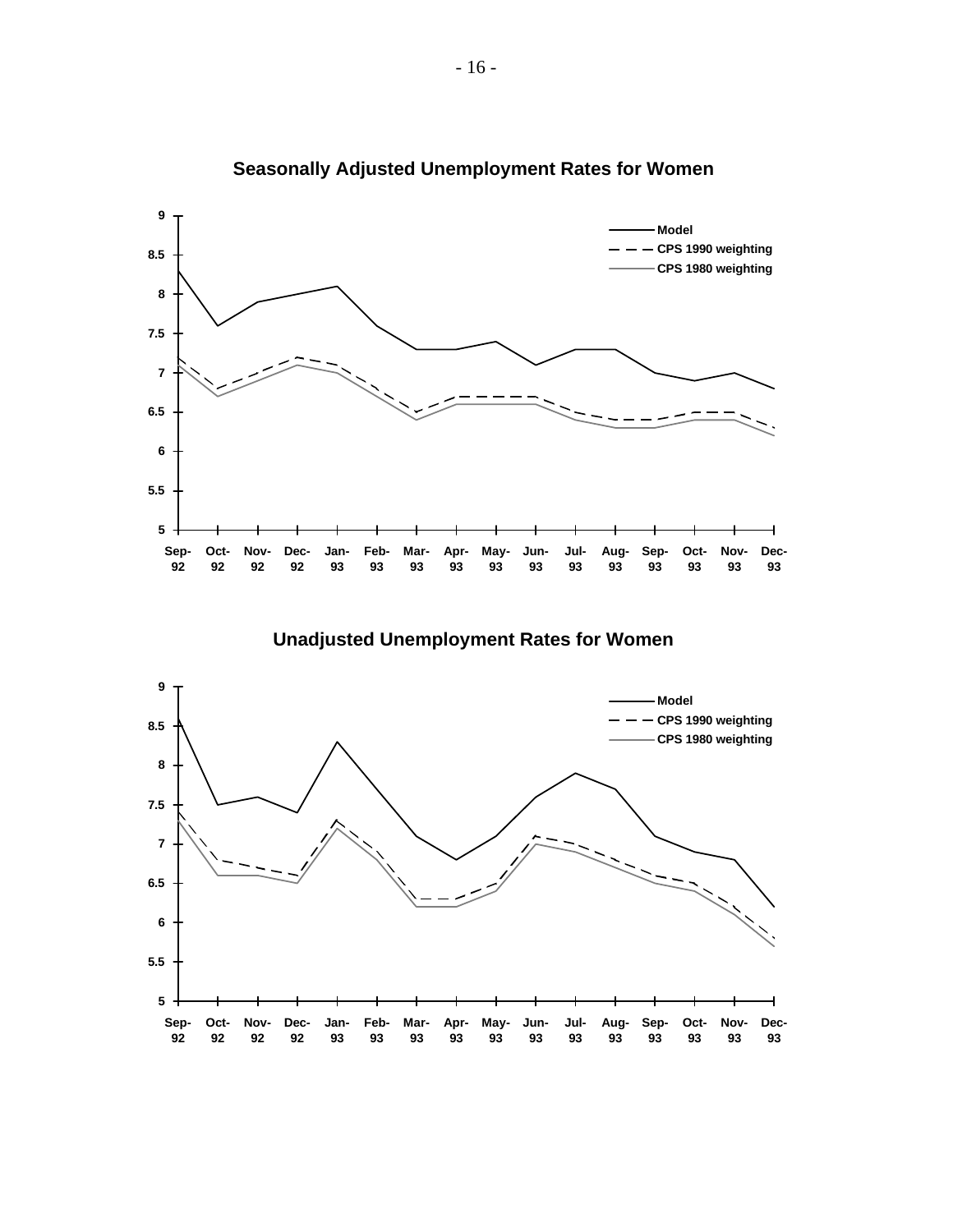## Seasonally Adjusted Unemployment Rates for Women

## Unadjusted Unemployment Rates for Women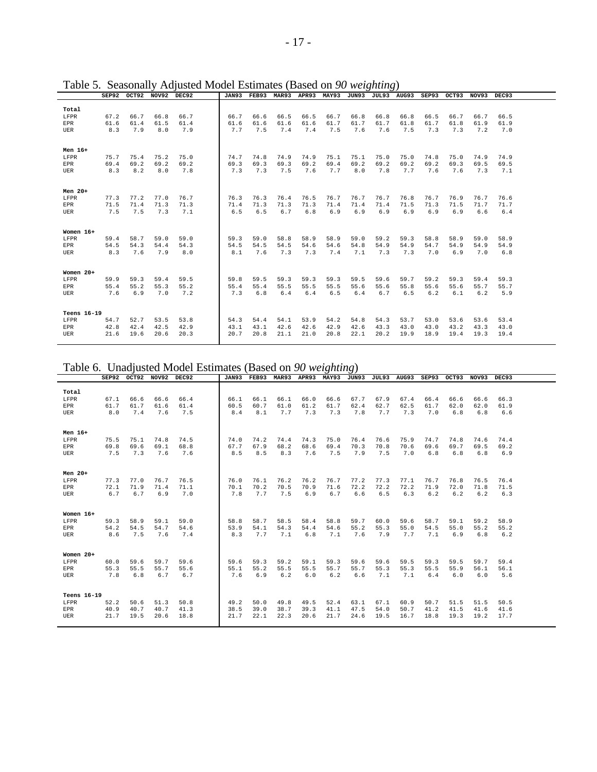Table 5. Seasonally Adjusted Model Estimates (Based on *90 weighting*)

| | SEP92 | OCT92 | NOV92 | DEC92 | JAN93 | FEB93 | MAR93 | APR93 | MAY93 | JUN93 | JUL93 | AUG93 | SEP93 | OCT93 | NOV93 | DEC93 |
|---|---|---|---|---|---|---|---|---|---|---|---|---|---|---|---|---|
| **Total** | | | | | | | | | | | | | | | | |
| LFPR | 67.2 | 66.7 | 66.8 | 66.7 | 66.7 | 66.6 | 66.5 | 66.5 | 66.7 | 66.8 | 66.8 | 66.8 | 66.5 | 66.7 | 66.7 | 66.5 |
| EPR | 61.6 | 61.4 | 61.5 | 61.4 | 61.6 | 61.6 | 61.6 | 61.6 | 61.7 | 61.7 | 61.7 | 61.8 | 61.7 | 61.8 | 61.9 | 61.9 |
| UER | 8.3 | 7.9 | 8.0 | 7.9 | 7.7 | 7.5 | 7.4 | 7.4 | 7.5 | 7.6 | 7.6 | 7.5 | 7.3 | 7.3 | 7.2 | 7.0 |
| **Men 16+** | | | | | | | | | | | | | | | | |
| LFPR | 75.7 | 75.4 | 75.2 | 75.0 | 74.7 | 74.8 | 74.9 | 74.9 | 75.1 | 75.1 | 75.0 | 75.0 | 74.8 | 75.0 | 74.9 | 74.9 |
| EPR | 69.4 | 69.2 | 69.2 | 69.2 | 69.3 | 69.3 | 69.3 | 69.2 | 69.4 | 69.2 | 69.2 | 69.2 | 69.2 | 69.3 | 69.5 | 69.5 |
| UER | 8.3 | 8.2 | 8.0 | 7.8 | 7.3 | 7.3 | 7.5 | 7.6 | 7.7 | 8.0 | 7.8 | 7.7 | 7.6 | 7.6 | 7.3 | 7.1 |
| **Men 20+** | | | | | | | | | | | | | | | | |
| LFPR | 77.3 | 77.2 | 77.0 | 76.7 | 76.3 | 76.3 | 76.4 | 76.5 | 76.7 | 76.7 | 76.7 | 76.8 | 76.7 | 76.9 | 76.7 | 76.6 |
| EPR | 71.5 | 71.4 | 71.3 | 71.3 | 71.4 | 71.3 | 71.3 | 71.3 | 71.4 | 71.4 | 71.4 | 71.5 | 71.3 | 71.5 | 71.7 | 71.7 |
| UER | 7.5 | 7.5 | 7.3 | 7.1 | 6.5 | 6.5 | 6.7 | 6.8 | 6.9 | 6.9 | 6.9 | 6.9 | 6.9 | 6.9 | 6.6 | 6.4 |
| **Women 16+** | | | | | | | | | | | | | | | | |
| LFPR | 59.4 | 58.7 | 59.0 | 59.0 | 59.3 | 59.0 | 58.8 | 58.9 | 58.9 | 59.0 | 59.2 | 59.3 | 58.8 | 58.9 | 59.0 | 58.9 |
| EPR | 54.5 | 54.3 | 54.4 | 54.3 | 54.5 | 54.5 | 54.5 | 54.6 | 54.6 | 54.8 | 54.9 | 54.9 | 54.7 | 54.9 | 54.9 | 54.9 |
| UER | 8.3 | 7.6 | 7.9 | 8.0 | 8.1 | 7.6 | 7.3 | 7.3 | 7.4 | 7.1 | 7.3 | 7.3 | 7.0 | 6.9 | 7.0 | 6.8 |
| **Women 20+** | | | | | | | | | | | | | | | | |
| LFPR | 59.9 | 59.3 | 59.4 | 59.5 | 59.8 | 59.5 | 59.3 | 59.3 | 59.3 | 59.5 | 59.6 | 59.7 | 59.2 | 59.3 | 59.4 | 59.3 |
| EPR | 55.4 | 55.2 | 55.3 | 55.2 | 55.4 | 55.4 | 55.5 | 55.5 | 55.5 | 55.6 | 55.6 | 55.8 | 55.6 | 55.6 | 55.7 | 55.7 |
| UER | 7.6 | 6.9 | 7.0 | 7.2 | 7.3 | 6.8 | 6.4 | 6.4 | 6.5 | 6.4 | 6.7 | 6.5 | 6.2 | 6.1 | 6.2 | 5.9 |
| **Teens 16-19** | | | | | | | | | | | | | | | | |
| LFPR | 54.7 | 52.7 | 53.5 | 53.8 | 54.3 | 54.4 | 54.1 | 53.9 | 54.2 | 54.8 | 54.3 | 53.7 | 53.0 | 53.6 | 53.6 | 53.4 |
| EPR | 42.8 | 42.4 | 42.5 | 42.9 | 43.1 | 43.1 | 42.6 | 42.6 | 42.9 | 42.6 | 43.3 | 43.0 | 43.0 | 43.2 | 43.3 | 43.0 |
| UER | 21.6 | 19.6 | 20.6 | 20.3 | 20.7 | 20.8 | 21.1 | 21.0 | 20.8 | 22.1 | 20.2 | 19.9 | 18.9 | 19.4 | 19.3 | 19.4 |

Table 6. Unadjusted Model Estimates (Based on *90 weighting*)

| | SEP92 | OCT92 | NOV92 | DEC92 | JAN93 | FEB93 | MAR93 | APR93 | MAY93 | JUN93 | JUL93 | AUG93 | SEP93 | OCT93 | NOV93 | DEC93 |
|---|---|---|---|---|---|---|---|---|---|---|---|---|---|---|---|---|
| **Total** | | | | | | | | | | | | | | | | |
| LFPR | 67.1 | 66.6 | 66.6 | 66.4 | 66.1 | 66.1 | 66.1 | 66.0 | 66.6 | 67.7 | 67.9 | 67.4 | 66.4 | 66.6 | 66.6 | 66.3 |
| EPR | 61.7 | 61.7 | 61.6 | 61.4 | 60.5 | 60.7 | 61.0 | 61.2 | 61.7 | 62.4 | 62.7 | 62.5 | 61.7 | 62.0 | 62.0 | 61.9 |
| UER | 8.0 | 7.4 | 7.6 | 7.5 | 8.4 | 8.1 | 7.7 | 7.3 | 7.3 | 7.8 | 7.7 | 7.3 | 7.0 | 6.8 | 6.8 | 6.6 |
| **Men 16+** | | | | | | | | | | | | | | | | |
| LFPR | 75.5 | 75.1 | 74.8 | 74.5 | 74.0 | 74.2 | 74.4 | 74.3 | 75.0 | 76.4 | 76.6 | 75.9 | 74.7 | 74.8 | 74.6 | 74.4 |
| EPR | 69.8 | 69.6 | 69.1 | 68.8 | 67.7 | 67.9 | 68.2 | 68.6 | 69.4 | 70.3 | 70.8 | 70.6 | 69.6 | 69.7 | 69.5 | 69.2 |
| UER | 7.5 | 7.3 | 7.6 | 7.6 | 8.5 | 8.5 | 8.3 | 7.6 | 7.5 | 7.9 | 7.5 | 7.0 | 6.8 | 6.8 | 6.8 | 6.9 |
| **Men 20+** | | | | | | | | | | | | | | | | |
| LFPR | 77.3 | 77.0 | 76.7 | 76.5 | 76.0 | 76.1 | 76.2 | 76.2 | 76.7 | 77.2 | 77.3 | 77.1 | 76.7 | 76.8 | 76.5 | 76.4 |
| EPR | 72.1 | 71.9 | 71.4 | 71.1 | 70.1 | 70.2 | 70.5 | 70.9 | 71.6 | 72.2 | 72.2 | 72.2 | 71.9 | 72.0 | 71.8 | 71.5 |
| UER | 6.7 | 6.7 | 6.9 | 7.0 | 7.8 | 7.7 | 7.5 | 6.9 | 6.7 | 6.6 | 6.5 | 6.3 | 6.2 | 6.2 | 6.2 | 6.3 |
| **Women 16+** | | | | | | | | | | | | | | | | |
| LFPR | 59.3 | 58.9 | 59.1 | 59.0 | 58.8 | 58.7 | 58.5 | 58.4 | 58.8 | 59.7 | 60.0 | 59.6 | 58.7 | 59.1 | 59.2 | 58.9 |
| EPR | 54.2 | 54.5 | 54.7 | 54.6 | 53.9 | 54.1 | 54.3 | 54.4 | 54.6 | 55.2 | 55.3 | 55.0 | 54.5 | 55.0 | 55.2 | 55.2 |
| UER | 8.6 | 7.5 | 7.6 | 7.4 | 8.3 | 7.7 | 7.1 | 6.8 | 7.1 | 7.6 | 7.9 | 7.7 | 7.1 | 6.9 | 6.8 | 6.2 |
| **Women 20+** | | | | | | | | | | | | | | | | |
| LFPR | 60.0 | 59.6 | 59.7 | 59.6 | 59.6 | 59.3 | 59.2 | 59.1 | 59.3 | 59.6 | 59.6 | 59.5 | 59.3 | 59.5 | 59.7 | 59.4 |
| EPR | 55.3 | 55.5 | 55.7 | 55.6 | 55.1 | 55.2 | 55.5 | 55.5 | 55.7 | 55.7 | 55.3 | 55.3 | 55.5 | 55.9 | 56.1 | 56.1 |
| UER | 7.8 | 6.8 | 6.7 | 6.7 | 7.6 | 6.9 | 6.2 | 6.0 | 6.2 | 6.6 | 7.1 | 7.1 | 6.4 | 6.0 | 6.0 | 5.6 |
| **Teens 16-19** | | | | | | | | | | | | | | | | |
| LFPR | 52.2 | 50.6 | 51.3 | 50.8 | 49.2 | 50.0 | 49.8 | 49.5 | 52.4 | 63.1 | 67.1 | 60.9 | 50.7 | 51.5 | 51.5 | 50.5 |
| EPR | 40.9 | 40.7 | 40.7 | 41.3 | 38.5 | 39.0 | 38.7 | 39.3 | 41.1 | 47.5 | 54.0 | 50.7 | 41.2 | 41.5 | 41.6 | 41.6 |
| UER | 21.7 | 19.5 | 20.6 | 18.8 | 21.7 | 22.1 | 22.3 | 20.6 | 21.7 | 24.6 | 19.5 | 16.7 | 18.8 | 19.3 | 19.2 | 17.7 |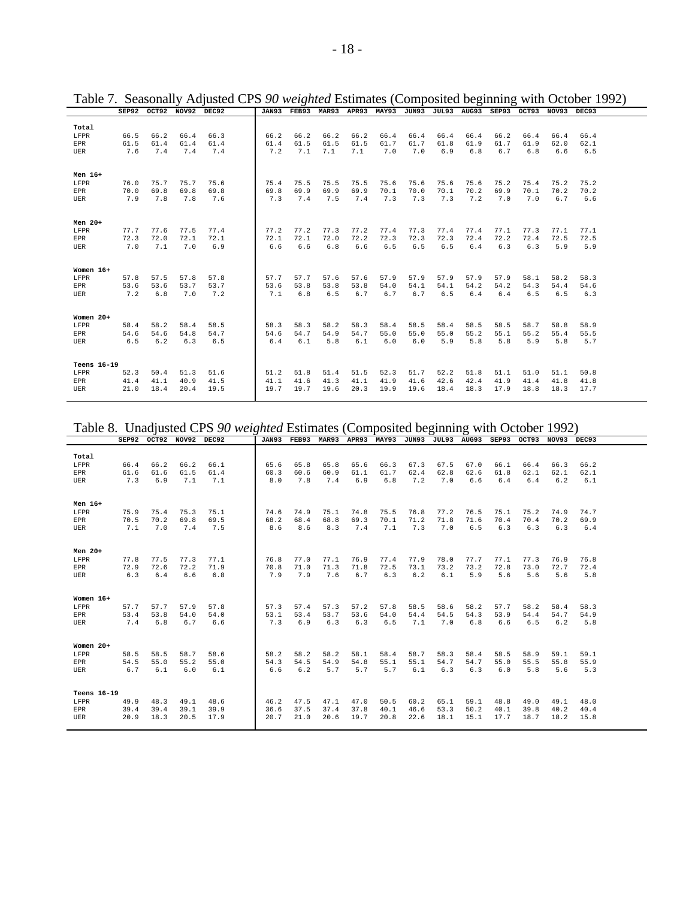Table 7. Seasonally Adjusted CPS *90 weighted* Estimates (Composited beginning with October 1992)

| | SEP92 | OCT92 | NOV92 | DEC92 | JAN93 | FEB93 | MAR93 | APR93 | MAY93 | JUN93 | JUL93 | AUG93 | SEP93 | OCT93 | NOV93 | DEC93 |
|---|---|---|---|---|---|---|---|---|---|---|---|---|---|---|---|---|
| **Total** | | | | | | | | | | | | | | | | |
| LFPR | 66.5 | 66.2 | 66.4 | 66.3 | 66.2 | 66.2 | 66.2 | 66.2 | 66.4 | 66.4 | 66.4 | 66.4 | 66.2 | 66.4 | 66.4 | 66.4 |
| EPR | 61.5 | 61.4 | 61.4 | 61.4 | 61.4 | 61.5 | 61.5 | 61.5 | 61.7 | 61.7 | 61.8 | 61.9 | 61.7 | 61.9 | 62.0 | 62.1 |
| UER | 7.6 | 7.4 | 7.4 | 7.4 | 7.2 | 7.1 | 7.1 | 7.1 | 7.0 | 7.0 | 6.9 | 6.8 | 6.7 | 6.8 | 6.6 | 6.5 |
| **Men 16+** | | | | | | | | | | | | | | | | |
| LFPR | 76.0 | 75.7 | 75.7 | 75.6 | 75.4 | 75.5 | 75.5 | 75.5 | 75.6 | 75.6 | 75.6 | 75.6 | 75.2 | 75.4 | 75.2 | 75.2 |
| EPR | 70.0 | 69.8 | 69.8 | 69.8 | 69.8 | 69.9 | 69.9 | 69.9 | 70.1 | 70.0 | 70.1 | 70.2 | 69.9 | 70.1 | 70.2 | 70.2 |
| UER | 7.9 | 7.8 | 7.8 | 7.6 | 7.3 | 7.4 | 7.5 | 7.4 | 7.3 | 7.3 | 7.3 | 7.2 | 7.0 | 7.0 | 6.7 | 6.6 |
| **Men 20+** | | | | | | | | | | | | | | | | |
| LFPR | 77.7 | 77.6 | 77.5 | 77.4 | 77.2 | 77.2 | 77.3 | 77.2 | 77.4 | 77.3 | 77.4 | 77.4 | 77.1 | 77.3 | 77.1 | 77.1 |
| EPR | 72.3 | 72.0 | 72.1 | 72.1 | 72.1 | 72.1 | 72.0 | 72.2 | 72.3 | 72.3 | 72.3 | 72.4 | 72.2 | 72.4 | 72.5 | 72.5 |
| UER | 7.0 | 7.1 | 7.0 | 6.9 | 6.6 | 6.6 | 6.8 | 6.6 | 6.5 | 6.5 | 6.5 | 6.4 | 6.3 | 6.3 | 5.9 | 5.9 |
| **Women 16+** | | | | | | | | | | | | | | | | |
| LFPR | 57.8 | 57.5 | 57.8 | 57.8 | 57.7 | 57.7 | 57.6 | 57.6 | 57.9 | 57.9 | 57.9 | 57.9 | 57.9 | 58.1 | 58.2 | 58.3 |
| EPR | 53.6 | 53.6 | 53.7 | 53.7 | 53.6 | 53.8 | 53.8 | 53.8 | 54.0 | 54.1 | 54.1 | 54.2 | 54.2 | 54.3 | 54.4 | 54.6 |
| UER | 7.2 | 6.8 | 7.0 | 7.2 | 7.1 | 6.8 | 6.5 | 6.7 | 6.7 | 6.7 | 6.5 | 6.4 | 6.4 | 6.5 | 6.5 | 6.3 |
| **Women 20+** | | | | | | | | | | | | | | | | |
| LFPR | 58.4 | 58.2 | 58.4 | 58.5 | 58.3 | 58.3 | 58.2 | 58.3 | 58.4 | 58.5 | 58.4 | 58.5 | 58.5 | 58.7 | 58.8 | 58.9 |
| EPR | 54.6 | 54.6 | 54.8 | 54.7 | 54.6 | 54.7 | 54.9 | 54.7 | 55.0 | 55.0 | 55.0 | 55.2 | 55.1 | 55.2 | 55.4 | 55.5 |
| UER | 6.5 | 6.2 | 6.3 | 6.5 | 6.4 | 6.1 | 5.8 | 6.1 | 6.0 | 6.0 | 5.9 | 5.8 | 5.8 | 5.9 | 5.8 | 5.7 |
| **Teens 16-19** | | | | | | | | | | | | | | | | |
| LFPR | 52.3 | 50.4 | 51.3 | 51.6 | 51.2 | 51.8 | 51.4 | 51.5 | 52.3 | 51.7 | 52.2 | 51.8 | 51.1 | 51.0 | 51.1 | 50.8 |
| EPR | 41.4 | 41.1 | 40.9 | 41.5 | 41.1 | 41.6 | 41.3 | 41.1 | 41.9 | 41.6 | 42.6 | 42.4 | 41.9 | 41.4 | 41.8 | 41.8 |
| UER | 21.0 | 18.4 | 20.4 | 19.5 | 19.7 | 19.7 | 19.6 | 20.3 | 19.9 | 19.6 | 18.4 | 18.3 | 17.9 | 18.8 | 18.3 | 17.7 |

Table 8. Unadjusted CPS *90 weighted* Estimates (Composited beginning with October 1992)

| | SEP92 | OCT92 | NOV92 | DEC92 | JAN93 | FEB93 | MAR93 | APR93 | MAY93 | JUN93 | JUL93 | AUG93 | SEP93 | OCT93 | NOV93 | DEC93 |
|---|---|---|---|---|---|---|---|---|---|---|---|---|---|---|---|---|
| **Total** | | | | | | | | | | | | | | | | |
| LFPR | 66.4 | 66.2 | 66.2 | 66.1 | 65.6 | 65.8 | 65.8 | 65.6 | 66.3 | 67.3 | 67.5 | 67.0 | 66.1 | 66.4 | 66.3 | 66.2 |
| EPR | 61.6 | 61.6 | 61.5 | 61.4 | 60.3 | 60.6 | 60.9 | 61.1 | 61.7 | 62.4 | 62.8 | 62.6 | 61.8 | 62.1 | 62.1 | 62.1 |
| UER | 7.3 | 6.9 | 7.1 | 7.1 | 8.0 | 7.8 | 7.4 | 6.9 | 6.8 | 7.2 | 7.0 | 6.6 | 6.4 | 6.4 | 6.2 | 6.1 |
| **Men 16+** | | | | | | | | | | | | | | | | |
| LFPR | 75.9 | 75.4 | 75.3 | 75.1 | 74.6 | 74.9 | 75.1 | 74.8 | 75.5 | 76.8 | 77.2 | 76.5 | 75.1 | 75.2 | 74.9 | 74.7 |
| EPR | 70.5 | 70.2 | 69.8 | 69.5 | 68.2 | 68.4 | 68.8 | 69.3 | 70.1 | 71.2 | 71.8 | 71.6 | 70.4 | 70.4 | 70.2 | 69.9 |
| UER | 7.1 | 7.0 | 7.4 | 7.5 | 8.6 | 8.6 | 8.3 | 7.4 | 7.1 | 7.3 | 7.0 | 6.5 | 6.3 | 6.3 | 6.3 | 6.4 |
| **Men 20+** | | | | | | | | | | | | | | | | |
| LFPR | 77.8 | 77.5 | 77.3 | 77.1 | 76.8 | 77.0 | 77.1 | 76.9 | 77.4 | 77.9 | 78.0 | 77.7 | 77.1 | 77.3 | 76.9 | 76.8 |
| EPR | 72.9 | 72.6 | 72.2 | 71.9 | 70.8 | 71.0 | 71.3 | 71.8 | 72.5 | 73.1 | 73.2 | 73.2 | 72.8 | 73.0 | 72.7 | 72.4 |
| UER | 6.3 | 6.4 | 6.6 | 6.8 | 7.9 | 7.9 | 7.6 | 6.7 | 6.3 | 6.2 | 6.1 | 5.9 | 5.6 | 5.6 | 5.6 | 5.8 |
| **Women 16+** | | | | | | | | | | | | | | | | |
| LFPR | 57.7 | 57.7 | 57.9 | 57.8 | 57.3 | 57.4 | 57.3 | 57.2 | 57.8 | 58.5 | 58.6 | 58.2 | 57.7 | 58.2 | 58.4 | 58.3 |
| EPR | 53.4 | 53.8 | 54.0 | 54.0 | 53.1 | 53.4 | 53.7 | 53.6 | 54.0 | 54.4 | 54.5 | 54.3 | 53.9 | 54.4 | 54.7 | 54.9 |
| UER | 7.4 | 6.8 | 6.7 | 6.6 | 7.3 | 6.9 | 6.3 | 6.3 | 6.5 | 7.1 | 7.0 | 6.8 | 6.6 | 6.5 | 6.2 | 5.8 |
| **Women 20+** | | | | | | | | | | | | | | | | |
| LFPR | 58.5 | 58.5 | 58.7 | 58.6 | 58.2 | 58.2 | 58.2 | 58.1 | 58.4 | 58.7 | 58.3 | 58.4 | 58.5 | 58.9 | 59.1 | 59.1 |
| EPR | 54.5 | 55.0 | 55.2 | 55.0 | 54.3 | 54.5 | 54.9 | 54.8 | 55.1 | 55.1 | 54.7 | 54.7 | 55.0 | 55.5 | 55.8 | 55.9 |
| UER | 6.7 | 6.1 | 6.0 | 6.1 | 6.6 | 6.2 | 5.7 | 5.7 | 5.7 | 6.1 | 6.3 | 6.3 | 6.0 | 5.8 | 5.6 | 5.3 |
| **Teens 16-19** | | | | | | | | | | | | | | | | |
| LFPR | 49.9 | 48.3 | 49.1 | 48.6 | 46.2 | 47.5 | 47.1 | 47.0 | 50.5 | 60.2 | 65.1 | 59.1 | 48.8 | 49.0 | 49.1 | 48.0 |
| EPR | 39.4 | 39.4 | 39.1 | 39.9 | 36.6 | 37.5 | 37.4 | 37.8 | 40.1 | 46.6 | 53.3 | 50.2 | 40.1 | 39.8 | 40.2 | 40.4 |
| UER | 20.9 | 18.3 | 20.5 | 17.9 | 20.7 | 21.0 | 20.6 | 19.7 | 20.8 | 22.6 | 18.1 | 15.1 | 17.7 | 18.7 | 18.2 | 15.8 |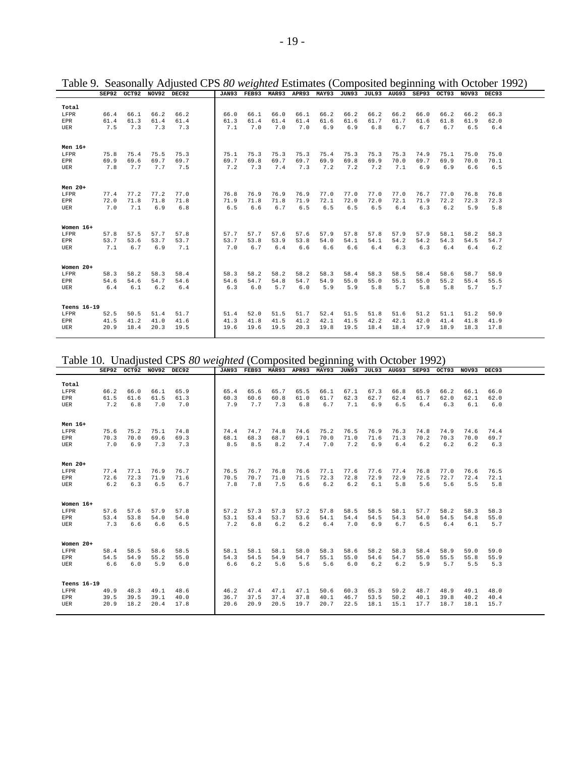Table 9. Seasonally Adjusted CPS *80 weighted* Estimates (Composited beginning with October 1992)

| | SEP92 | OCT92 | NOV92 | DEC92 | JAN93 | FEB93 | MAR93 | APR93 | MAY93 | JUN93 | JUL93 | AUG93 | SEP93 | OCT93 | NOV93 | DEC93 |
|---|---|---|---|---|---|---|---|---|---|---|---|---|---|---|---|---|
| **Total** | | | | | | | | | | | | | | | | |
| LFPR | 66.4 | 66.1 | 66.2 | 66.2 | 66.0 | 66.1 | 66.0 | 66.1 | 66.2 | 66.2 | 66.2 | 66.2 | 66.0 | 66.2 | 66.2 | 66.3 |
| EPR | 61.4 | 61.3 | 61.4 | 61.4 | 61.3 | 61.4 | 61.4 | 61.4 | 61.6 | 61.6 | 61.7 | 61.7 | 61.6 | 61.8 | 61.9 | 62.0 |
| UER | 7.5 | 7.3 | 7.3 | 7.3 | 7.1 | 7.0 | 7.0 | 7.0 | 6.9 | 6.9 | 6.8 | 6.7 | 6.7 | 6.7 | 6.5 | 6.4 |
| **Men 16+** | | | | | | | | | | | | | | | | |
| LFPR | 75.8 | 75.4 | 75.5 | 75.3 | 75.1 | 75.3 | 75.3 | 75.3 | 75.4 | 75.3 | 75.3 | 75.3 | 74.9 | 75.1 | 75.0 | 75.0 |
| EPR | 69.9 | 69.6 | 69.7 | 69.7 | 69.7 | 69.8 | 69.7 | 69.7 | 69.9 | 69.8 | 69.9 | 70.0 | 69.7 | 69.9 | 70.0 | 70.1 |
| UER | 7.8 | 7.7 | 7.7 | 7.5 | 7.2 | 7.3 | 7.4 | 7.3 | 7.2 | 7.2 | 7.2 | 7.1 | 6.9 | 6.9 | 6.6 | 6.5 |
| **Men 20+** | | | | | | | | | | | | | | | | |
| LFPR | 77.4 | 77.2 | 77.2 | 77.0 | 76.8 | 76.9 | 76.9 | 76.9 | 77.0 | 77.0 | 77.0 | 77.0 | 76.7 | 77.0 | 76.8 | 76.8 |
| EPR | 72.0 | 71.8 | 71.8 | 71.8 | 71.9 | 71.8 | 71.8 | 71.9 | 72.1 | 72.0 | 72.0 | 72.1 | 71.9 | 72.2 | 72.3 | 72.3 |
| UER | 7.0 | 7.1 | 6.9 | 6.8 | 6.5 | 6.6 | 6.7 | 6.5 | 6.5 | 6.5 | 6.5 | 6.4 | 6.3 | 6.2 | 5.9 | 5.8 |
| **Women 16+** | | | | | | | | | | | | | | | | |
| LFPR | 57.8 | 57.5 | 57.7 | 57.8 | 57.7 | 57.7 | 57.6 | 57.6 | 57.9 | 57.8 | 57.8 | 57.9 | 57.9 | 58.1 | 58.2 | 58.3 |
| EPR | 53.7 | 53.6 | 53.7 | 53.7 | 53.7 | 53.8 | 53.9 | 53.8 | 54.0 | 54.1 | 54.1 | 54.2 | 54.2 | 54.3 | 54.5 | 54.7 |
| UER | 7.1 | 6.7 | 6.9 | 7.1 | 7.0 | 6.7 | 6.4 | 6.6 | 6.6 | 6.6 | 6.4 | 6.3 | 6.3 | 6.4 | 6.4 | 6.2 |
| **Women 20+** | | | | | | | | | | | | | | | | |
| LFPR | 58.3 | 58.2 | 58.3 | 58.4 | 58.3 | 58.2 | 58.2 | 58.2 | 58.3 | 58.4 | 58.3 | 58.5 | 58.4 | 58.6 | 58.7 | 58.9 |
| EPR | 54.6 | 54.6 | 54.7 | 54.6 | 54.6 | 54.7 | 54.8 | 54.7 | 54.9 | 55.0 | 55.0 | 55.1 | 55.0 | 55.2 | 55.4 | 55.5 |
| UER | 6.4 | 6.1 | 6.2 | 6.4 | 6.3 | 6.0 | 5.7 | 6.0 | 5.9 | 5.9 | 5.8 | 5.7 | 5.8 | 5.8 | 5.7 | 5.7 |
| **Teens 16-19** | | | | | | | | | | | | | | | | |
| LFPR | 52.5 | 50.5 | 51.4 | 51.7 | 51.4 | 52.0 | 51.5 | 51.7 | 52.4 | 51.5 | 51.8 | 51.6 | 51.2 | 51.1 | 51.2 | 50.9 |
| EPR | 41.5 | 41.2 | 41.0 | 41.6 | 41.3 | 41.8 | 41.5 | 41.2 | 42.1 | 41.5 | 42.2 | 42.1 | 42.0 | 41.4 | 41.8 | 41.9 |
| UER | 20.9 | 18.4 | 20.3 | 19.5 | 19.6 | 19.6 | 19.5 | 20.3 | 19.8 | 19.5 | 18.4 | 18.4 | 17.9 | 18.9 | 18.3 | 17.8 |

Table 10. Unadjusted CPS *80 weighted* (Composited beginning with October 1992)

| | SEP92 | OCT92 | NOV92 | DEC92 | JAN93 | FEB93 | MAR93 | APR93 | MAY93 | JUN93 | JUL93 | AUG93 | SEP93 | OCT93 | NOV93 | DEC93 |
|---|---|---|---|---|---|---|---|---|---|---|---|---|---|---|---|---|
| **Total** | | | | | | | | | | | | | | | | |
| LFPR | 66.2 | 66.0 | 66.1 | 65.9 | 65.4 | 65.6 | 65.7 | 65.5 | 66.1 | 67.1 | 67.3 | 66.8 | 65.9 | 66.2 | 66.1 | 66.0 |
| EPR | 61.5 | 61.6 | 61.5 | 61.3 | 60.3 | 60.6 | 60.8 | 61.0 | 61.7 | 62.3 | 62.7 | 62.4 | 61.7 | 62.0 | 62.1 | 62.0 |
| UER | 7.2 | 6.8 | 7.0 | 7.0 | 7.9 | 7.7 | 7.3 | 6.8 | 6.7 | 7.1 | 6.9 | 6.5 | 6.4 | 6.3 | 6.1 | 6.0 |
| **Men 16+** | | | | | | | | | | | | | | | | |
| LFPR | 75.6 | 75.2 | 75.1 | 74.8 | 74.4 | 74.7 | 74.8 | 74.6 | 75.2 | 76.5 | 76.9 | 76.3 | 74.8 | 74.9 | 74.6 | 74.4 |
| EPR | 70.3 | 70.0 | 69.6 | 69.3 | 68.1 | 68.3 | 68.7 | 69.1 | 70.0 | 71.0 | 71.6 | 71.3 | 70.2 | 70.3 | 70.0 | 69.7 |
| UER | 7.0 | 6.9 | 7.3 | 7.3 | 8.5 | 8.5 | 8.2 | 7.4 | 7.0 | 7.2 | 6.9 | 6.4 | 6.2 | 6.2 | 6.2 | 6.3 |
| **Men 20+** | | | | | | | | | | | | | | | | |
| LFPR | 77.4 | 77.1 | 76.9 | 76.7 | 76.5 | 76.7 | 76.8 | 76.6 | 77.1 | 77.6 | 77.6 | 77.4 | 76.8 | 77.0 | 76.6 | 76.5 |
| EPR | 72.6 | 72.3 | 71.9 | 71.6 | 70.5 | 70.7 | 71.0 | 71.5 | 72.3 | 72.8 | 72.9 | 72.9 | 72.5 | 72.7 | 72.4 | 72.1 |
| UER | 6.2 | 6.3 | 6.5 | 6.7 | 7.8 | 7.8 | 7.5 | 6.6 | 6.2 | 6.2 | 6.1 | 5.8 | 5.6 | 5.6 | 5.5 | 5.8 |
| **Women 16+** | | | | | | | | | | | | | | | | |
| LFPR | 57.6 | 57.6 | 57.9 | 57.8 | 57.2 | 57.3 | 57.3 | 57.2 | 57.8 | 58.5 | 58.5 | 58.1 | 57.7 | 58.2 | 58.3 | 58.3 |
| EPR | 53.4 | 53.8 | 54.0 | 54.0 | 53.1 | 53.4 | 53.7 | 53.6 | 54.1 | 54.4 | 54.5 | 54.3 | 54.0 | 54.5 | 54.8 | 55.0 |
| UER | 7.3 | 6.6 | 6.6 | 6.5 | 7.2 | 6.8 | 6.2 | 6.2 | 6.4 | 7.0 | 6.9 | 6.7 | 6.5 | 6.4 | 6.1 | 5.7 |
| **Women 20+** | | | | | | | | | | | | | | | | |
| LFPR | 58.4 | 58.5 | 58.6 | 58.5 | 58.1 | 58.1 | 58.1 | 58.0 | 58.3 | 58.6 | 58.2 | 58.3 | 58.4 | 58.9 | 59.0 | 59.0 |
| EPR | 54.5 | 54.9 | 55.2 | 55.0 | 54.3 | 54.5 | 54.9 | 54.7 | 55.1 | 55.0 | 54.6 | 54.7 | 55.0 | 55.5 | 55.8 | 55.9 |
| UER | 6.6 | 6.0 | 5.9 | 6.0 | 6.6 | 6.2 | 5.6 | 5.6 | 5.6 | 6.0 | 6.2 | 6.2 | 5.9 | 5.7 | 5.5 | 5.3 |
| **Teens 16-19** | | | | | | | | | | | | | | | | |
| LFPR | 49.9 | 48.3 | 49.1 | 48.6 | 46.2 | 47.4 | 47.1 | 47.1 | 50.6 | 60.3 | 65.3 | 59.2 | 48.7 | 48.9 | 49.1 | 48.0 |
| EPR | 39.5 | 39.5 | 39.1 | 40.0 | 36.7 | 37.5 | 37.4 | 37.8 | 40.1 | 46.7 | 53.5 | 50.2 | 40.1 | 39.8 | 40.2 | 40.4 |
| UER | 20.9 | 18.2 | 20.4 | 17.8 | 20.6 | 20.9 | 20.5 | 19.7 | 20.7 | 22.5 | 18.1 | 15.1 | 17.7 | 18.7 | 18.1 | 15.7 |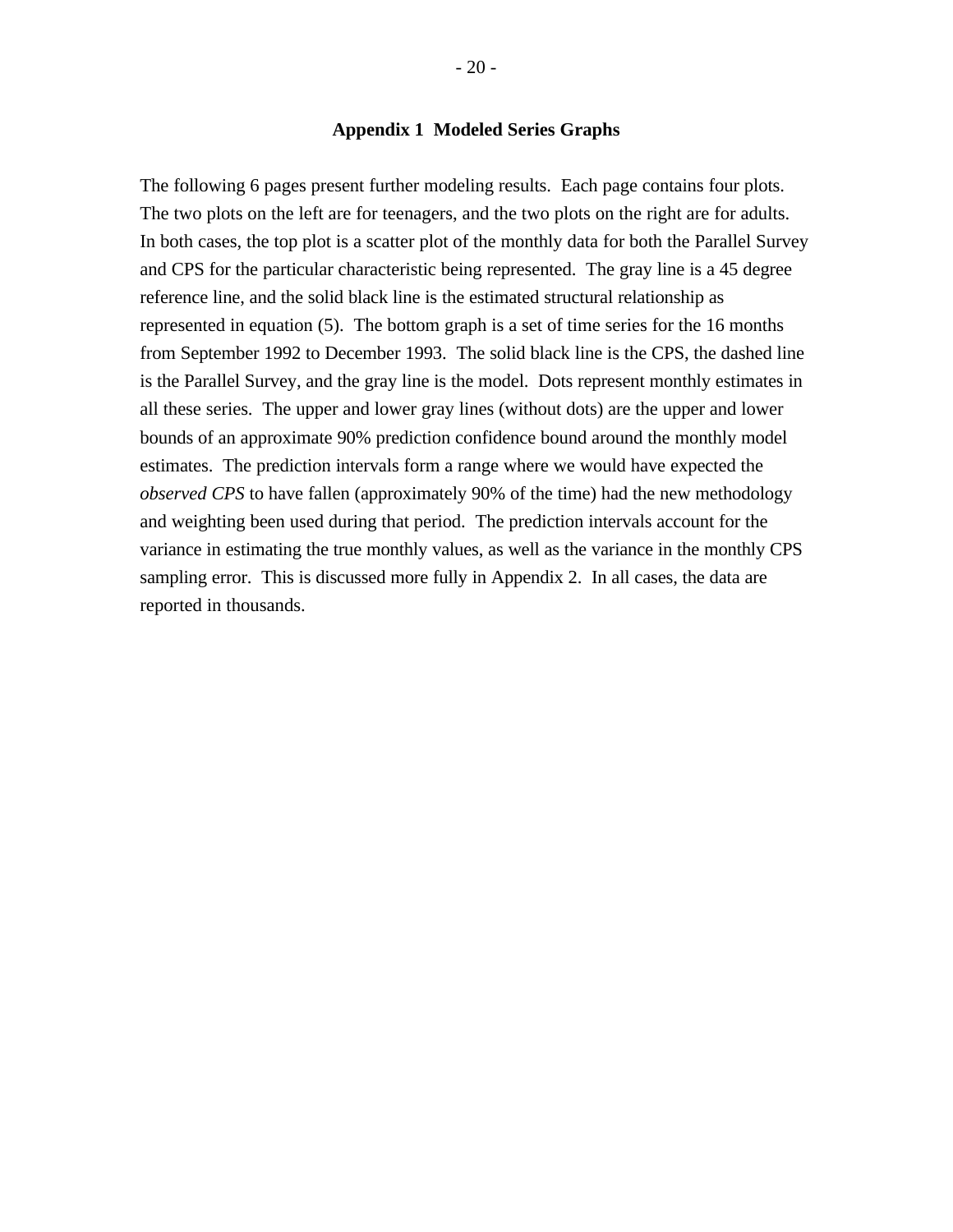## Appendix 1  Modeled Series Graphs

The following 6 pages present further modeling results.  Each page contains four plots.  The two plots on the left are for teenagers, and the two plots on the right are for adults.  In both cases, the top plot is a scatter plot of the monthly data for both the Parallel Survey and CPS for the particular characteristic being represented.  The gray line is a 45 degree reference line, and the solid black line is the estimated structural relationship as represented in equation (5).  The bottom graph is a set of time series for the 16 months from September 1992 to December 1993.  The solid black line is the CPS, the dashed line is the Parallel Survey, and the gray line is the model.  Dots represent monthly estimates in all these series.  The upper and lower gray lines (without dots) are the upper and lower bounds of an approximate 90% prediction confidence bound around the monthly model estimates.  The prediction intervals form a range where we would have expected the *observed CPS* to have fallen (approximately 90% of the time) had the new methodology and weighting been used during that period.  The prediction intervals account for the variance in estimating the true monthly values, as well as the variance in the monthly CPS sampling error.  This is discussed more fully in Appendix 2.  In all cases, the data are reported in thousands.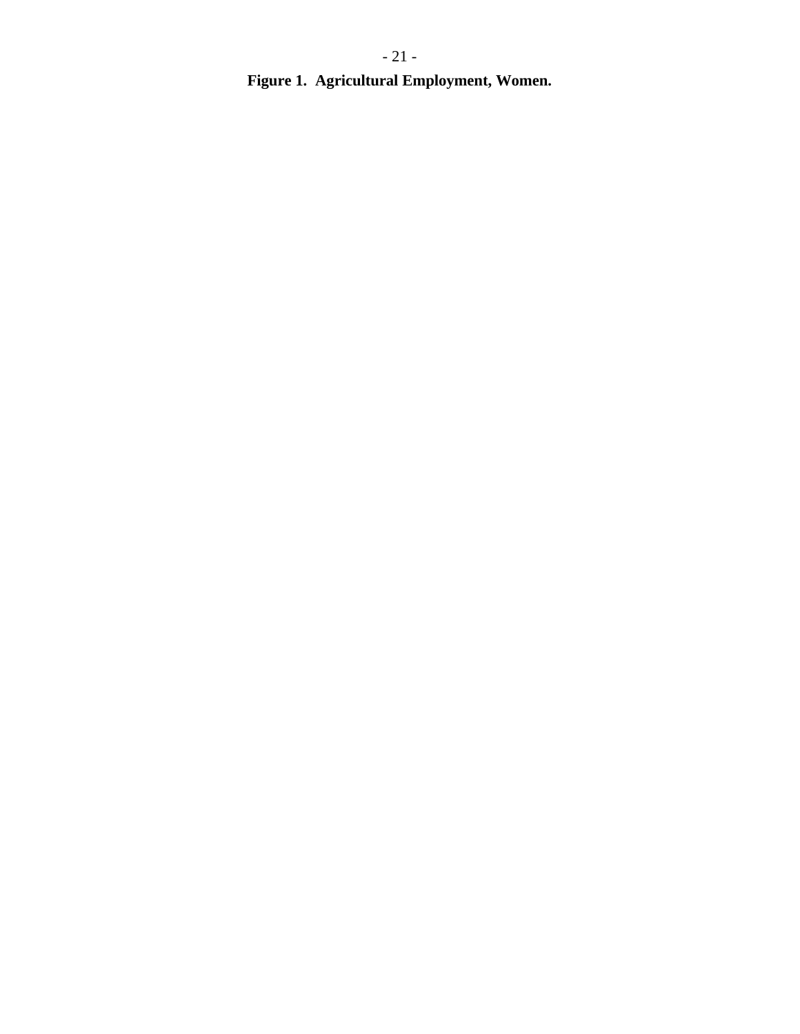**Figure 1. Agricultural Employment, Women.**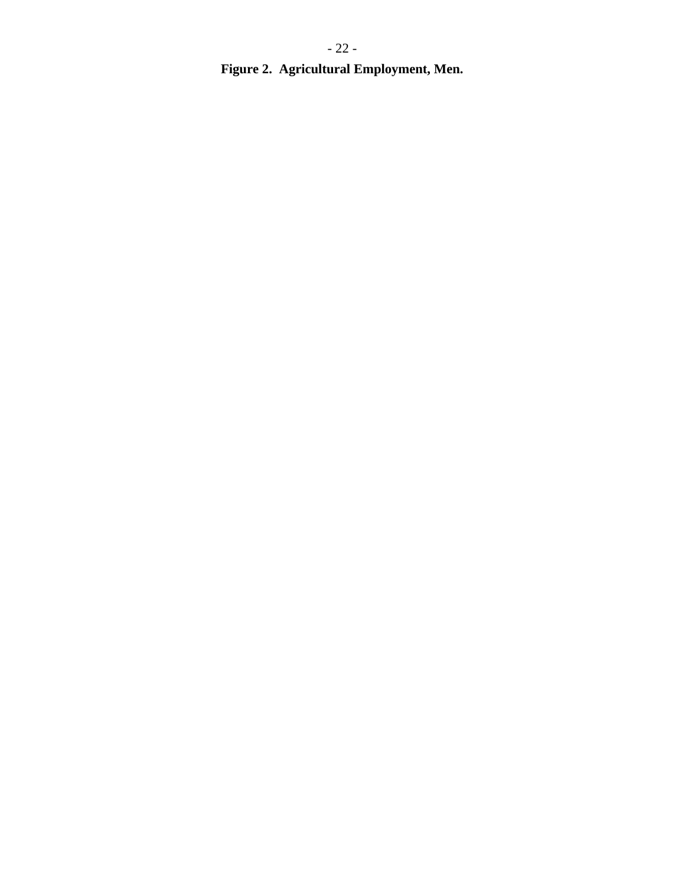**Figure 2. Agricultural Employment, Men.**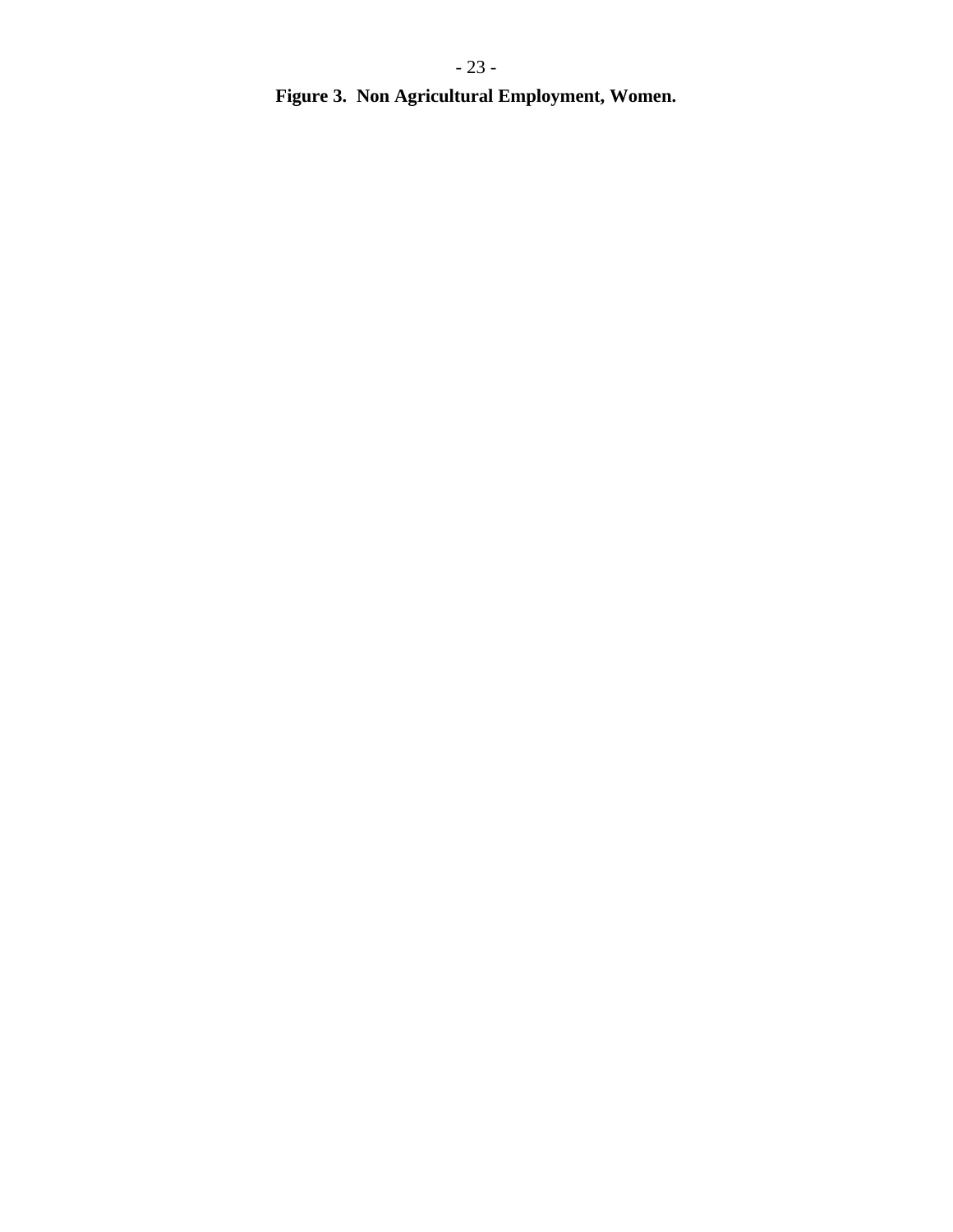**Figure 3. Non Agricultural Employment, Women.**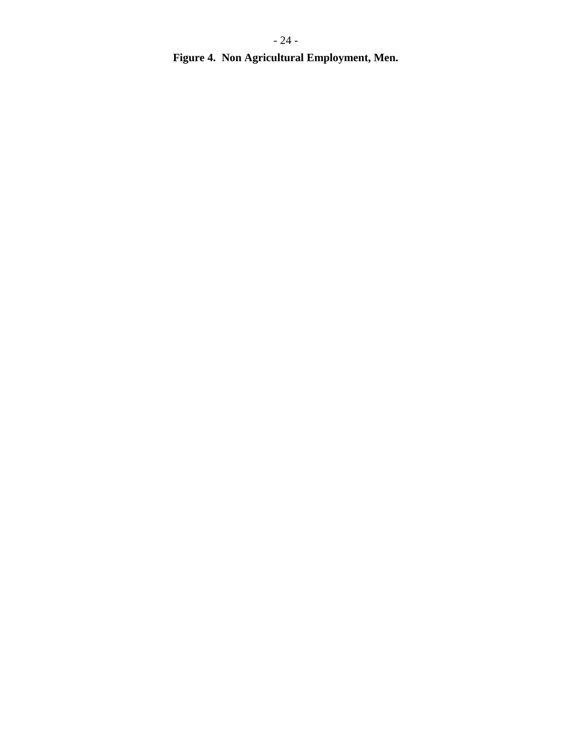**Figure 4. Non Agricultural Employment, Men.**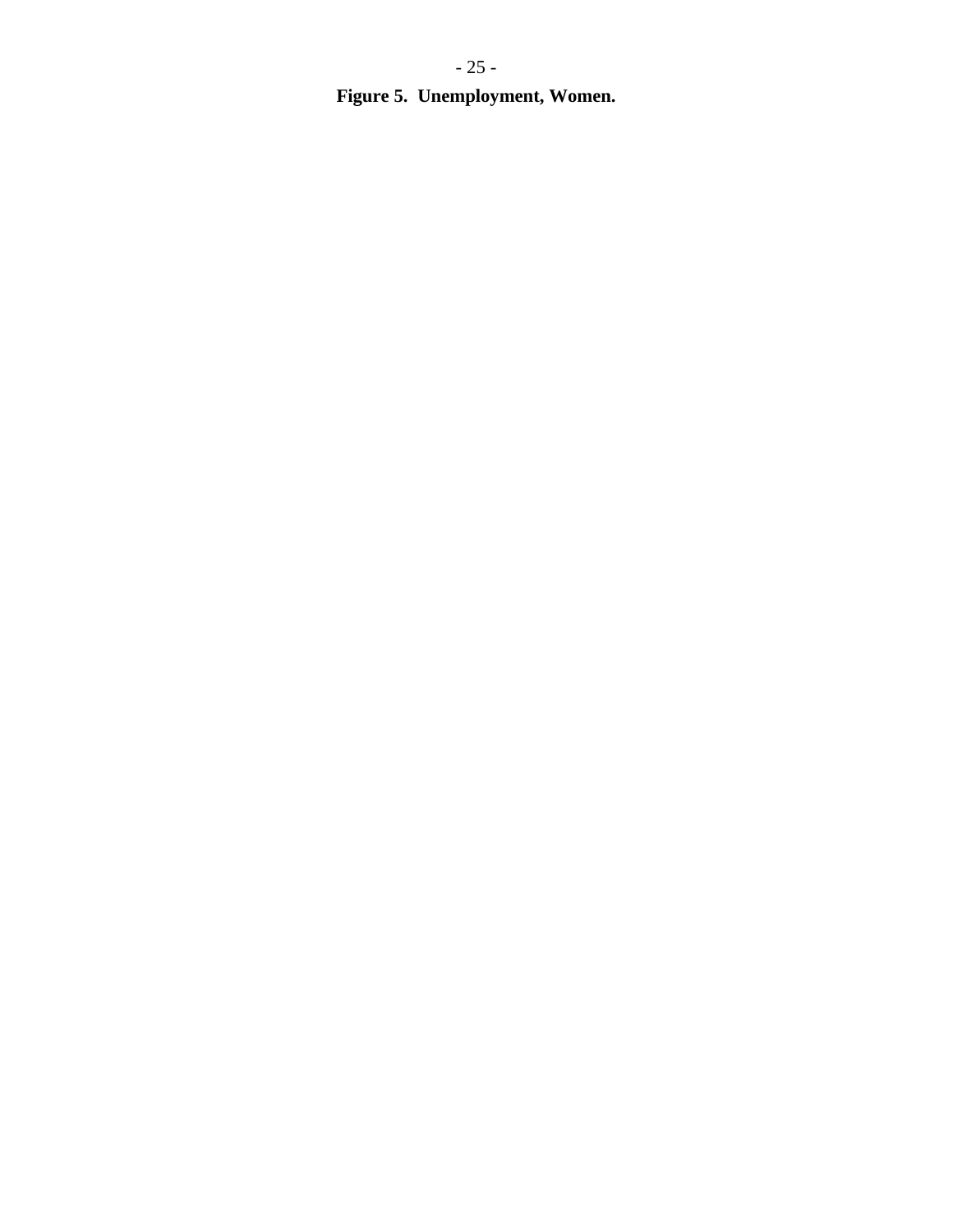**Figure 5. Unemployment, Women.**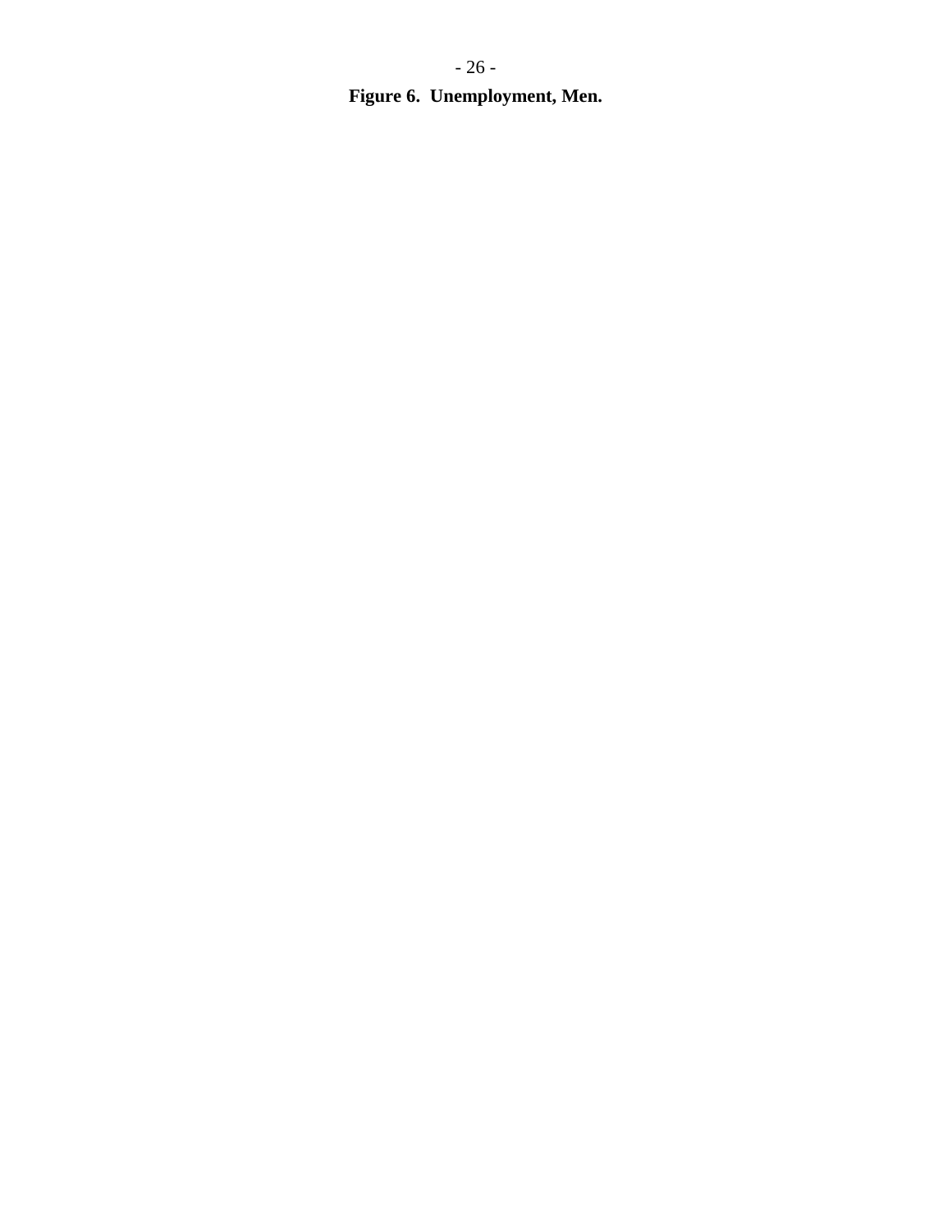**Figure 6. Unemployment, Men.**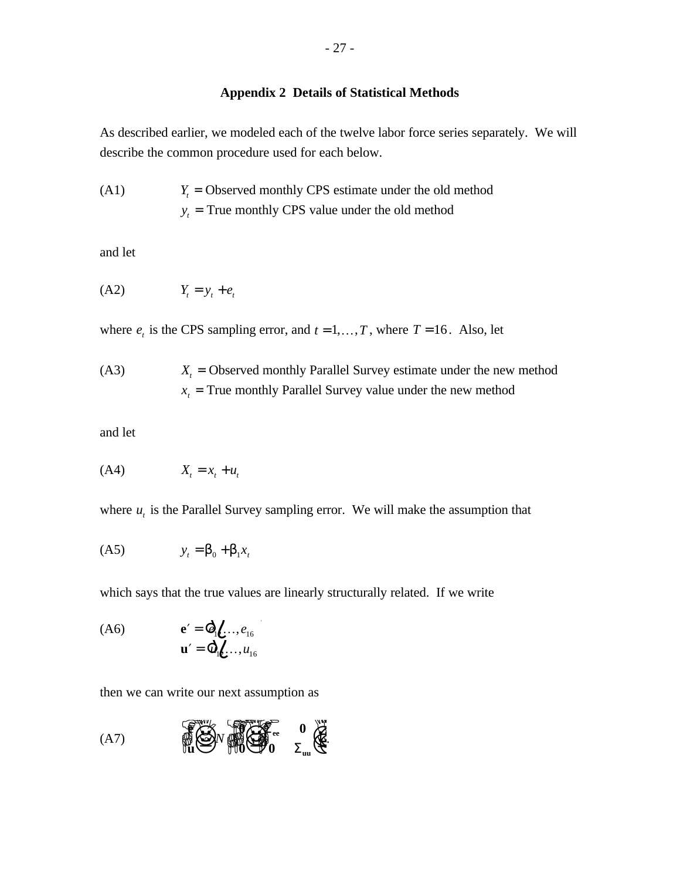## Appendix 2  Details of Statistical Methods

As described earlier, we modeled each of the twelve labor force series separately.  We will describe the common procedure used for each below.

(A1) $Y_t$ = Observed monthly CPS estimate under the old method
$y_t$ = True monthly CPS value under the old method

and let

(A2) $$Y_t = y_t + e_t$$

where $e_t$ is the CPS sampling error, and $t = 1, \ldots, T$, where $T = 16$.  Also, let

(A3) $X_t$ = Observed monthly Parallel Survey estimate under the new method
$x_t$ = True monthly Parallel Survey value under the new method

and let

(A4) $$X_t = x_t + u_t$$

where $u_t$ is the Parallel Survey sampling error.  We will make the assumption that

(A5) $$y_t = \beta_0 + \beta_1 x_t$$

which says that the true values are linearly structurally related.  If we write

(A6) $$\mathbf{e}' = (e_1, \ldots, e_{16})$$
$$\mathbf{u}' = (u_1, \ldots, u_{16})$$

then we can write our next assumption as

(A7) $$\begin{pmatrix} \mathbf{e} \\ \mathbf{u} \end{pmatrix} \sim N\left( \begin{pmatrix} \mathbf{0} \\ \mathbf{0} \end{pmatrix}, \begin{pmatrix} \Sigma_{\mathbf{ee}} & \mathbf{0} \\ \mathbf{0} & \Sigma_{\mathbf{uu}} \end{pmatrix} \right).$$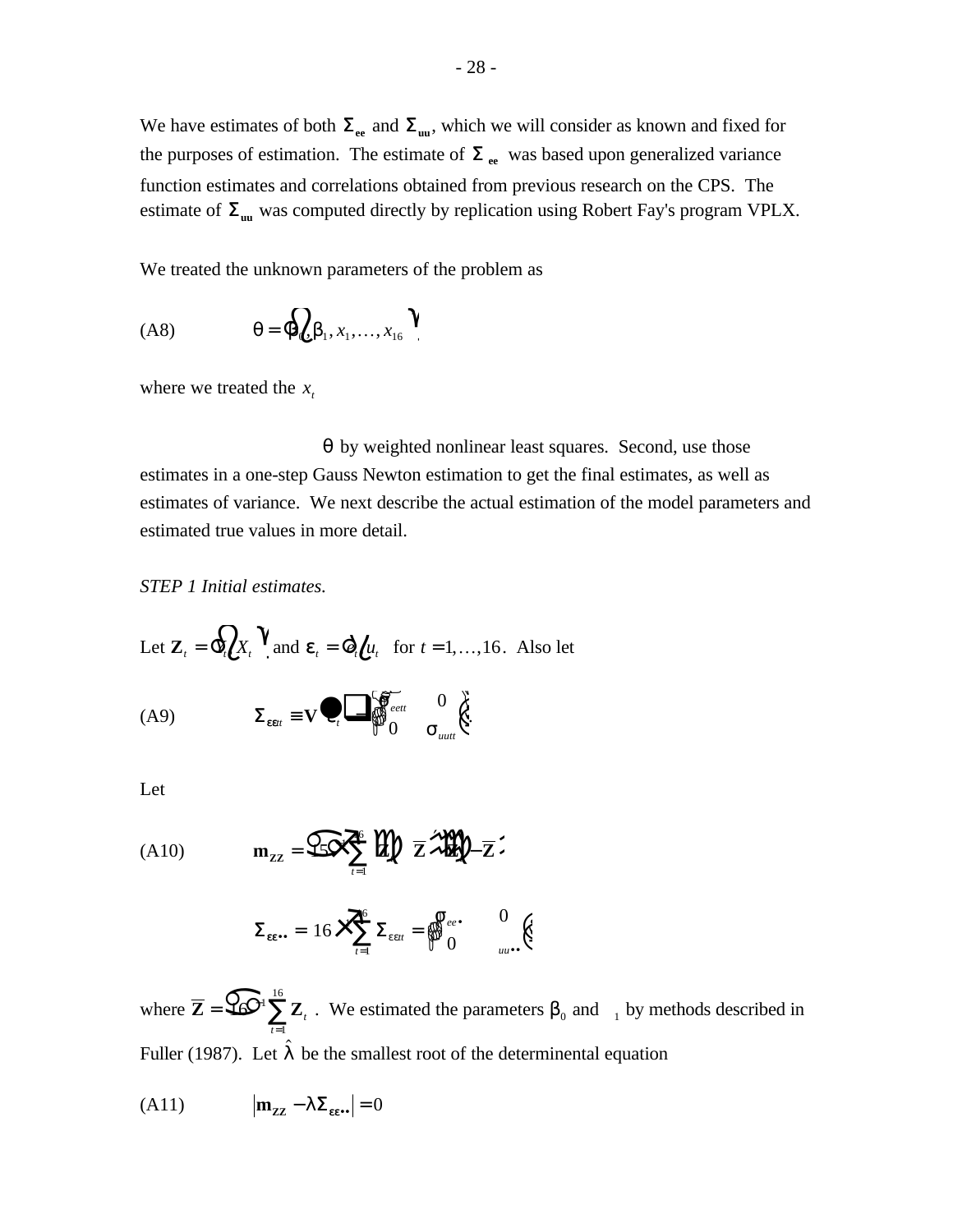We have estimates of both $\Sigma_{\mathbf{ee}}$ and $\Sigma_{\mathbf{uu}}$, which we will consider as known and fixed for the purposes of estimation. The estimate of $\Sigma_{\mathbf{ee}}$ was based upon generalized variance function estimates and correlations obtained from previous research on the CPS. The estimate of $\Sigma_{\mathbf{uu}}$ was computed directly by replication using Robert Fay's program VPLX.

We treated the unknown parameters of the problem as

(A8) $$\theta = \left(\beta_0, \beta_1, x_1, \ldots, x_{16}\right)',$$

where we treated the $x_t$

$\theta$ by weighted nonlinear least squares. Second, use those estimates in a one-step Gauss Newton estimation to get the final estimates, as well as estimates of variance. We next describe the actual estimation of the model parameters and estimated true values in more detail.

*STEP 1 Initial estimates.*

Let $\mathbf{Z}_t = \left(Y_t, X_t\right)'$ and $\varepsilon_t = \left(e_t, u_t\right)'$ for $t = 1, \ldots, 16$. Also let

(A9) $$\Sigma_{\varepsilon\varepsilon tt} \equiv \mathbf{V}\left\{\varepsilon_t\right\} = \begin{pmatrix} \sigma_{eett} & 0 \\ 0 & \sigma_{uutt} \end{pmatrix}.$$

Let

(A10) $$\mathbf{m}_{\mathbf{ZZ}} = (15)^{-1} \sum_{t=1}^{16} \left(\mathbf{Z}_t - \overline{\mathbf{Z}}\right)'\left(\mathbf{Z}_t - \overline{\mathbf{Z}}\right)$$

$$\Sigma_{\varepsilon\varepsilon\cdot\cdot} = 16^{-1} \sum_{t=1}^{16} \Sigma_{\varepsilon\varepsilon tt} = \begin{pmatrix} \sigma_{ee\cdot\cdot} & 0 \\ 0 & \sigma_{uu\cdot\cdot} \end{pmatrix}$$

where $\overline{\mathbf{Z}} = (16)^{-1} \sum_{t=1}^{16} \mathbf{Z}_t$. We estimated the parameters $\beta_0$ and $\beta_1$ by methods described in Fuller (1987). Let $\hat{\lambda}$ be the smallest root of the determinental equation

(A11) $$\left|\mathbf{m}_{\mathbf{ZZ}} - \lambda\Sigma_{\varepsilon\varepsilon\cdot\cdot}\right| = 0$$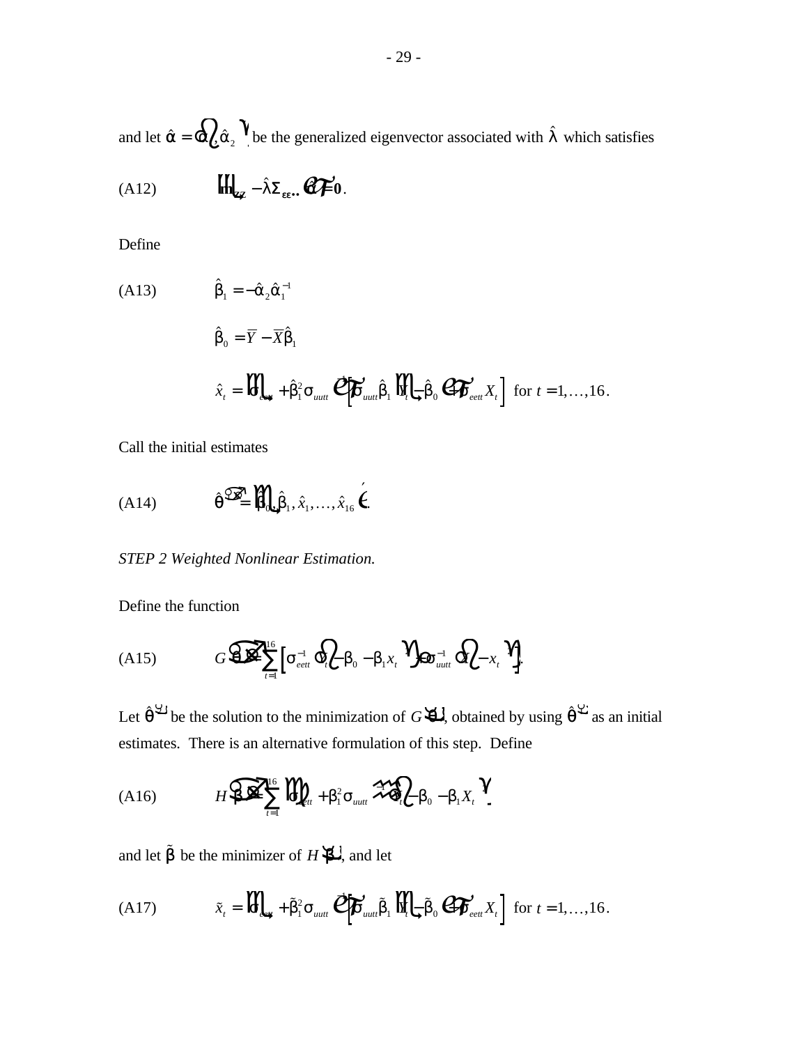and let $\hat{\alpha} = (\hat{\alpha}_1, \hat{\alpha}_2)'$ be the generalized eigenvector associated with $\hat{\lambda}$ which satisfies

(A12) $$\left[ \mathbf{m}_{ZZ} - \hat{\lambda} \Sigma_{\varepsilon\varepsilon \cdot \cdot} \right] \hat{\alpha} = \mathbf{0}.$$

Define

(A13) $$\hat{\beta}_1 = -\hat{\alpha}_2 \hat{\alpha}_1^{-1}$$

$$\hat{\beta}_0 = \bar{Y} - \bar{X}\hat{\beta}_1$$

$$\hat{x}_t = \left( \sigma_{eett} + \hat{\beta}_1^2 \sigma_{uutt} \right)^{-1} \left[ \sigma_{uutt} \hat{\beta}_1 \left( Y_t - \hat{\beta}_0 \right) + \sigma_{eett} X_t \right] \text{ for } t = 1, \ldots, 16.$$

Call the initial estimates

(A14) $$\hat{\theta}^{(0)} = \left( \hat{\beta}_0, \hat{\beta}_1, \hat{x}_1, \ldots, \hat{x}_{16} \right)'.$$

*STEP 2 Weighted Nonlinear Estimation.*

Define the function

(A15) $$G(\theta) = \sum_{t=1}^{16} \left[ \sigma_{eett}^{-1} \left( Y_t - \beta_0 - \beta_1 x_t \right)^2 + \sigma_{uutt}^{-1} \left( X_t - x_t \right)^2 \right].$$

Let $\hat{\theta}^{(1)}$ be the solution to the minimization of $G(\theta)$, obtained by using $\hat{\theta}^{(0)}$ as an initial estimates. There is an alternative formulation of this step. Define

(A16) $$H(\beta) = \sum_{t=1}^{16} \left( \sigma_{ett} + \beta_1^2 \sigma_{uutt} \right)^{-1} \left( Y_t - \beta_0 - \beta_1 X_t \right)^2$$

and let $\tilde{\beta}$ be the minimizer of $H(\beta)$, and let

(A17) $$\tilde{x}_t = \left( \sigma_{eett} + \tilde{\beta}_1^2 \sigma_{uutt} \right)^{-1} \left[ \sigma_{uutt} \tilde{\beta}_1 \left( Y_t - \tilde{\beta}_0 \right) + \sigma_{eett} X_t \right] \text{ for } t = 1, \ldots, 16.$$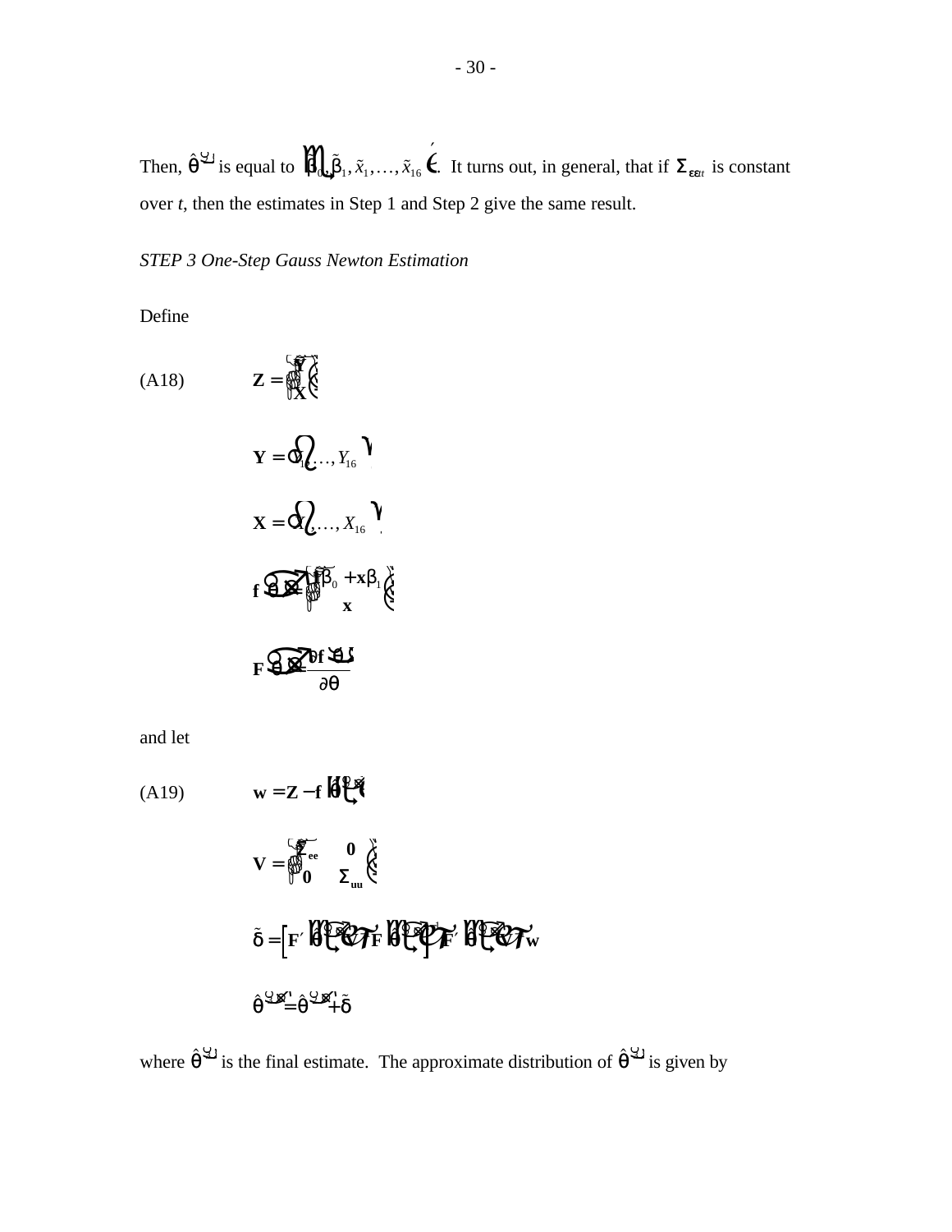Then, $\hat{\theta}^{(2)}$ is equal to $\left(\tilde{\beta}_0, \tilde{\beta}_1, \tilde{x}_1, \ldots, \tilde{x}_{16}\right)'$. It turns out, in general, that if $\Sigma_{\varepsilon\varepsilon t}$ is constant over *t*, then the estimates in Step 1 and Step 2 give the same result.

*STEP 3 One-Step Gauss Newton Estimation*

Define

(A18) $$\mathbf{Z} = \begin{pmatrix} \mathbf{Y} \\ \mathbf{X} \end{pmatrix}$$

$$\mathbf{Y} = \left(Y_1, \ldots, Y_{16}\right)'$$

$$\mathbf{X} = \left(X_1, \ldots, X_{16}\right)'$$

$$\mathbf{f}(\theta) = \begin{pmatrix} \mathbf{1}\beta_0 + \mathbf{x}\beta_1 \\ \mathbf{x} \end{pmatrix}$$

$$\mathbf{F}(\theta) = \frac{\partial \mathbf{f}(\theta)}{\partial \theta}$$

and let

(A19) $$\mathbf{w} = \mathbf{Z} - \mathbf{f}\left(\hat{\theta}^{(2)}\right)$$

$$\mathbf{V} = \begin{pmatrix} \Sigma_{\mathbf{ee}} & \mathbf{0} \\ \mathbf{0} & \Sigma_{\mathbf{uu}} \end{pmatrix}$$

$$\tilde{\delta} = \left[\mathbf{F}'\left(\hat{\theta}^{(2)}\right)\mathbf{V}^{-1}\mathbf{F}\left(\hat{\theta}^{(2)}\right)\right]^{-1}\mathbf{F}'\left(\hat{\theta}^{(2)}\right)\mathbf{V}^{-1}\mathbf{w}$$

$$\hat{\theta}^{(3)} = \hat{\theta}^{(2)} + \tilde{\delta}$$

where $\hat{\theta}^{(3)}$ is the final estimate. The approximate distribution of $\hat{\theta}^{(3)}$ is given by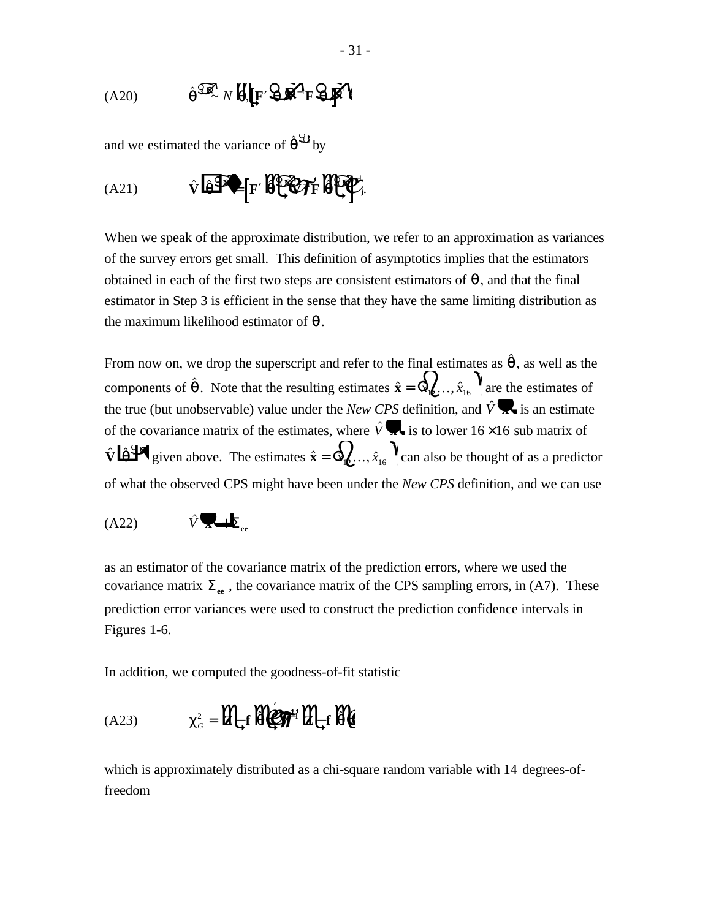(A20) $\hat{\theta}^{(3)} \sim N\left(\theta, \left[\mathbf{F}'\left(\theta\right)\mathbf{V}^{-1}\mathbf{F}\left(\theta\right)\right]^{-1}\right)$

and we estimated the variance of $\hat{\theta}^{(3)}$ by

(A21) $\hat{\mathbf{V}}\left(\hat{\theta}^{(3)}\right) = \left[\mathbf{F}'\left(\hat{\theta}^{(3)}\right)\hat{\mathbf{V}}^{-1}\mathbf{F}\left(\hat{\theta}^{(3)}\right)\right]^{-1}$.

When we speak of the approximate distribution, we refer to an approximation as variances of the survey errors get small. This definition of asymptotics implies that the estimators obtained in each of the first two steps are consistent estimators of $\theta$, and that the final estimator in Step 3 is efficient in the sense that they have the same limiting distribution as the maximum likelihood estimator of $\theta$.

From now on, we drop the superscript and refer to the final estimates as $\hat{\theta}$, as well as the components of $\hat{\theta}$. Note that the resulting estimates $\hat{\mathbf{x}} = \left(\hat{x}_1, \ldots, \hat{x}_{16}\right)'$ are the estimates of the true (but unobservable) value under the *New CPS* definition, and $\hat{V}\left(\hat{\mathbf{x}}\right)$ is an estimate of the covariance matrix of the estimates, where $\hat{V}\left(\hat{\mathbf{x}}\right)$ is to lower $16 \times 16$ sub matrix of $\hat{\mathbf{V}}\left(\hat{\theta}^{(3)}\right)$ given above. The estimates $\hat{\mathbf{x}} = \left(\hat{x}_1, \ldots, \hat{x}_{16}\right)'$ can also be thought of as a predictor of what the observed CPS might have been under the *New CPS* definition, and we can use

(A22) $\hat{V}\left(\hat{\mathbf{x}}\right) + \Sigma_{\mathbf{ee}}$

as an estimator of the covariance matrix of the prediction errors, where we used the covariance matrix $\Sigma_{\mathbf{ee}}$, the covariance matrix of the CPS sampling errors, in (A7). These prediction error variances were used to construct the prediction confidence intervals in Figures 1-6.

In addition, we computed the goodness-of-fit statistic

(A23) $\chi^2_G = \left(\mathbf{Z} - \mathbf{f}\left(\hat{\theta}\right)\right)'\hat{\mathbf{V}}^{-1}\left(\mathbf{Z} - \mathbf{f}\left(\hat{\theta}\right)\right)$

which is approximately distributed as a chi-square random variable with 14 degrees-of-freedom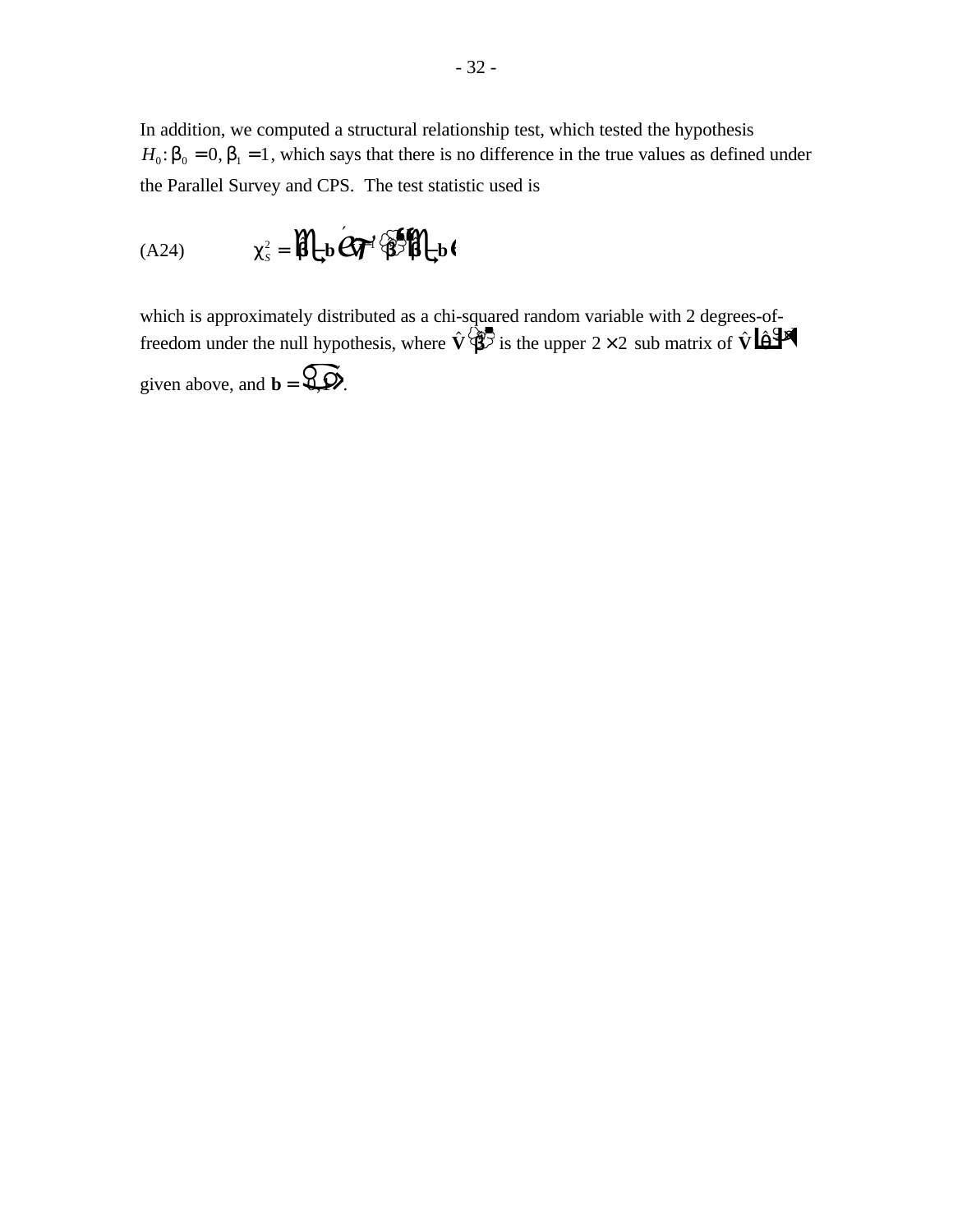In addition, we computed a structural relationship test, which tested the hypothesis $H_0\colon \beta_0 = 0, \beta_1 = 1$, which says that there is no difference in the true values as defined under the Parallel Survey and CPS. The test statistic used is

$$\text{(A24)} \qquad \chi_S^2 = \left(\hat{\boldsymbol{\beta}} - \mathbf{b}\right)' \hat{\mathbf{V}}^{-1}\left(\hat{\boldsymbol{\beta}}\right)\left(\hat{\boldsymbol{\beta}} - \mathbf{b}\right)$$

which is approximately distributed as a chi-squared random variable with 2 degrees-of-freedom under the null hypothesis, where $\hat{\mathbf{V}}\left(\hat{\boldsymbol{\beta}}\right)$ is the upper $2 \times 2$ sub matrix of $\hat{\mathbf{V}}\left(\hat{\boldsymbol{\theta}}\right)$ given above, and $\mathbf{b} = \left(0, 1\right)'$.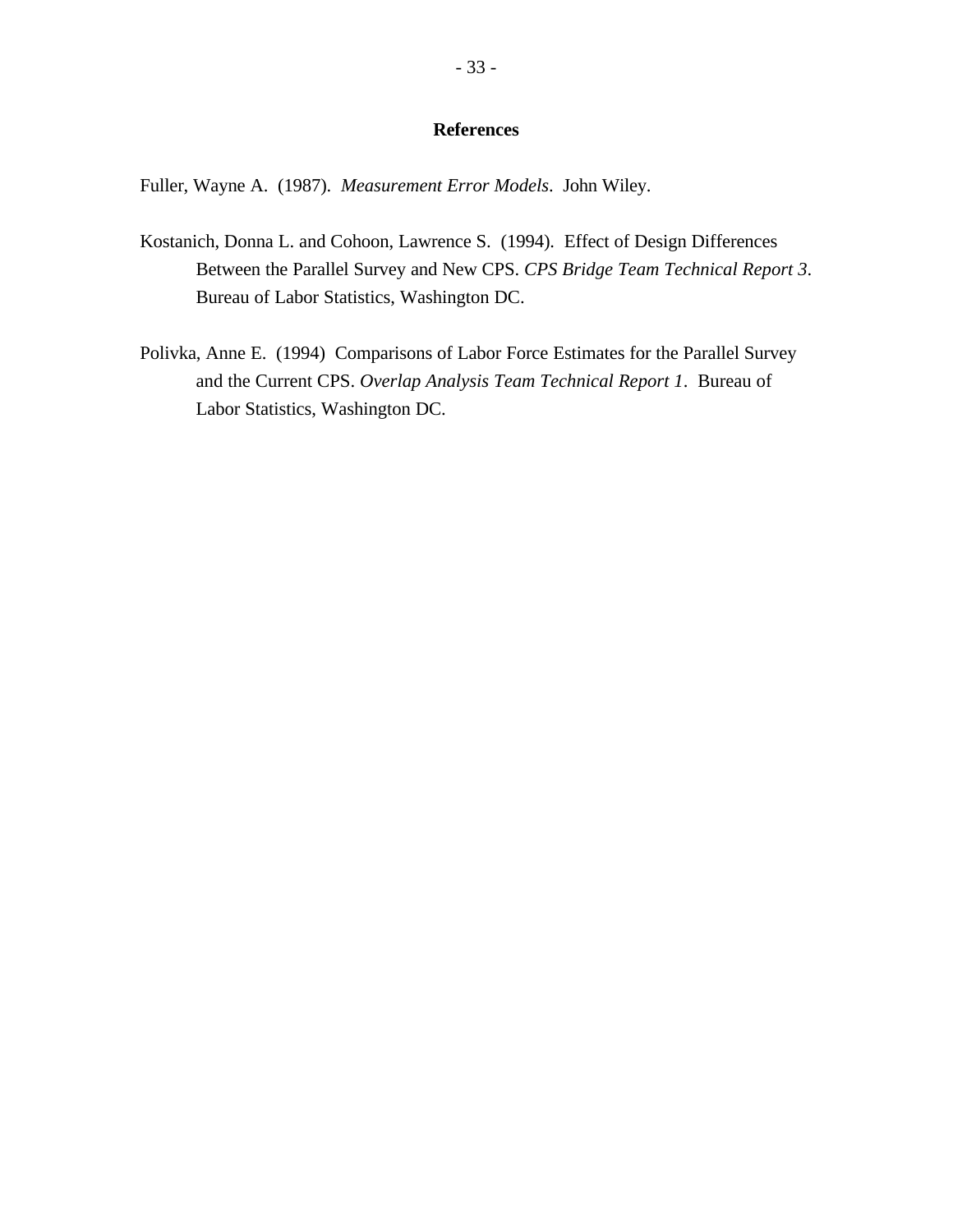## References

Fuller, Wayne A. (1987). *Measurement Error Models*. John Wiley.

Kostanich, Donna L. and Cohoon, Lawrence S. (1994). Effect of Design Differences Between the Parallel Survey and New CPS. *CPS Bridge Team Technical Report 3*. Bureau of Labor Statistics, Washington DC.

Polivka, Anne E. (1994) Comparisons of Labor Force Estimates for the Parallel Survey and the Current CPS. *Overlap Analysis Team Technical Report 1*. Bureau of Labor Statistics, Washington DC.